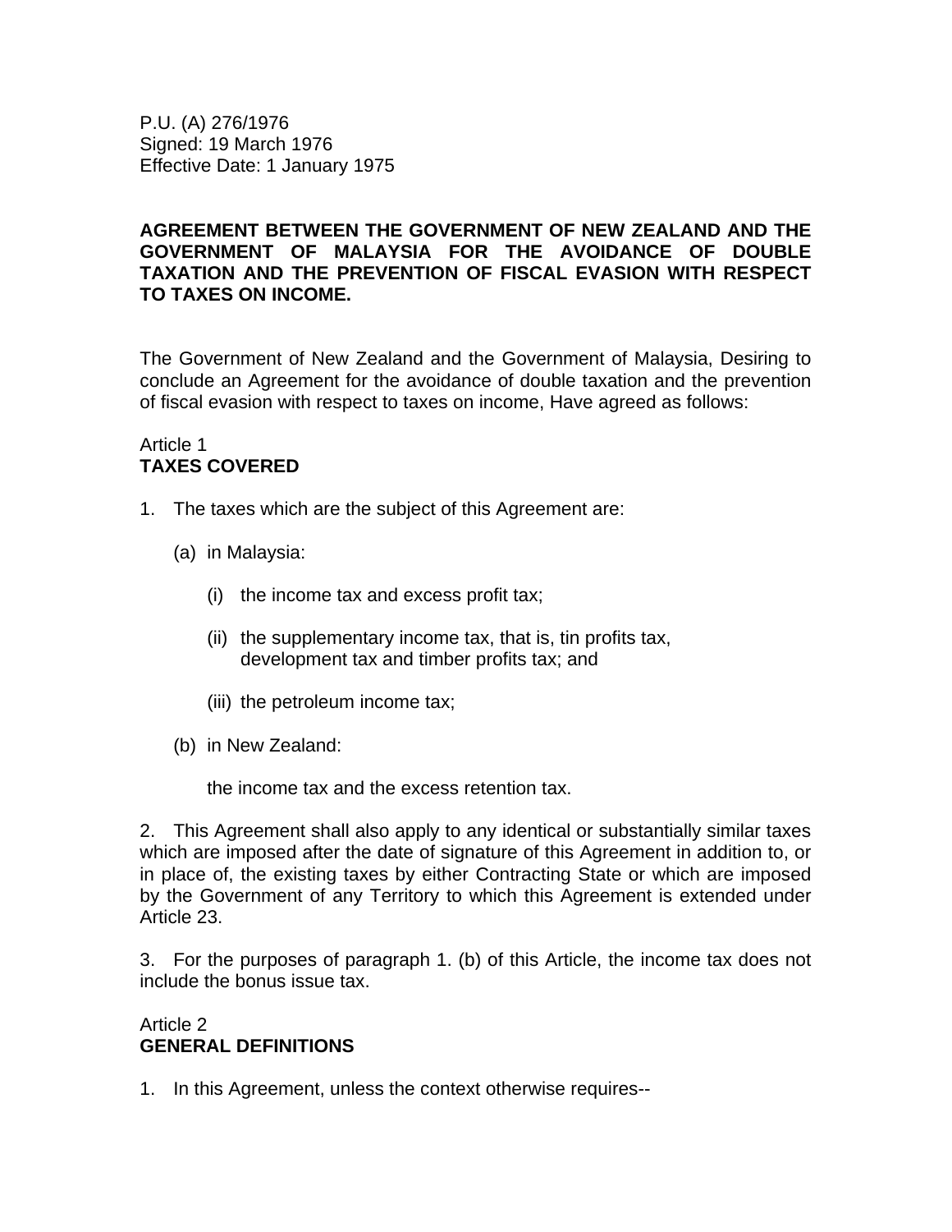P.U. (A) 276/1976
Signed: 19 March 1976
Effective Date: 1 January 1975

**AGREEMENT BETWEEN THE GOVERNMENT OF NEW ZEALAND AND THE GOVERNMENT OF MALAYSIA FOR THE AVOIDANCE OF DOUBLE TAXATION AND THE PREVENTION OF FISCAL EVASION WITH RESPECT TO TAXES ON INCOME.**

The Government of New Zealand and the Government of Malaysia, Desiring to conclude an Agreement for the avoidance of double taxation and the prevention of fiscal evasion with respect to taxes on income, Have agreed as follows:

Article 1
**TAXES COVERED**

1. The taxes which are the subject of this Agreement are:

   (a) in Malaysia:

      (i) the income tax and excess profit tax;

      (ii) the supplementary income tax, that is, tin profits tax, development tax and timber profits tax; and

      (iii) the petroleum income tax;

   (b) in New Zealand:

      the income tax and the excess retention tax.

2. This Agreement shall also apply to any identical or substantially similar taxes which are imposed after the date of signature of this Agreement in addition to, or in place of, the existing taxes by either Contracting State or which are imposed by the Government of any Territory to which this Agreement is extended under Article 23.

3. For the purposes of paragraph 1. (b) of this Article, the income tax does not include the bonus issue tax.

Article 2
**GENERAL DEFINITIONS**

1. In this Agreement, unless the context otherwise requires--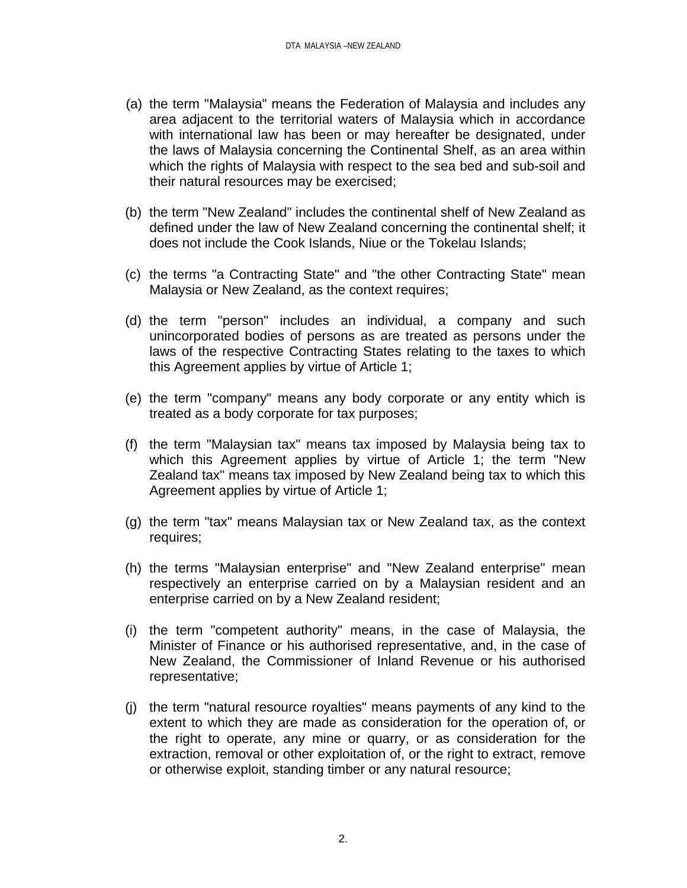(a) the term "Malaysia" means the Federation of Malaysia and includes any area adjacent to the territorial waters of Malaysia which in accordance with international law has been or may hereafter be designated, under the laws of Malaysia concerning the Continental Shelf, as an area within which the rights of Malaysia with respect to the sea bed and sub-soil and their natural resources may be exercised;

(b) the term "New Zealand" includes the continental shelf of New Zealand as defined under the law of New Zealand concerning the continental shelf; it does not include the Cook Islands, Niue or the Tokelau Islands;

(c) the terms "a Contracting State" and "the other Contracting State" mean Malaysia or New Zealand, as the context requires;

(d) the term "person" includes an individual, a company and such unincorporated bodies of persons as are treated as persons under the laws of the respective Contracting States relating to the taxes to which this Agreement applies by virtue of Article 1;

(e) the term "company" means any body corporate or any entity which is treated as a body corporate for tax purposes;

(f) the term "Malaysian tax" means tax imposed by Malaysia being tax to which this Agreement applies by virtue of Article 1; the term "New Zealand tax" means tax imposed by New Zealand being tax to which this Agreement applies by virtue of Article 1;

(g) the term "tax" means Malaysian tax or New Zealand tax, as the context requires;

(h) the terms "Malaysian enterprise" and "New Zealand enterprise" mean respectively an enterprise carried on by a Malaysian resident and an enterprise carried on by a New Zealand resident;

(i) the term "competent authority" means, in the case of Malaysia, the Minister of Finance or his authorised representative, and, in the case of New Zealand, the Commissioner of Inland Revenue or his authorised representative;

(j) the term "natural resource royalties" means payments of any kind to the extent to which they are made as consideration for the operation of, or the right to operate, any mine or quarry, or as consideration for the extraction, removal or other exploitation of, or the right to extract, remove or otherwise exploit, standing timber or any natural resource;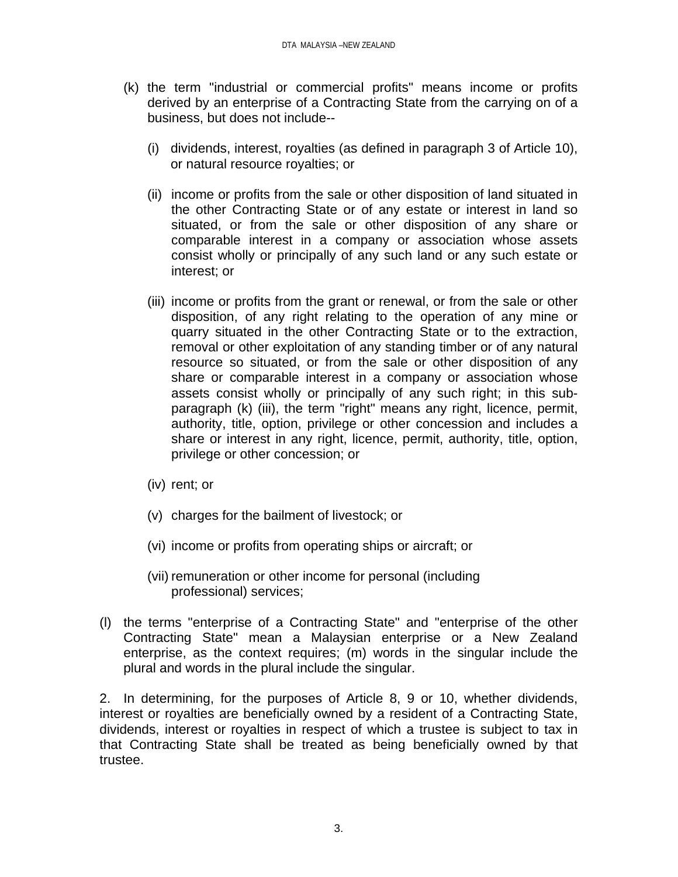(k) the term "industrial or commercial profits" means income or profits derived by an enterprise of a Contracting State from the carrying on of a business, but does not include--

   (i) dividends, interest, royalties (as defined in paragraph 3 of Article 10), or natural resource royalties; or

   (ii) income or profits from the sale or other disposition of land situated in the other Contracting State or of any estate or interest in land so situated, or from the sale or other disposition of any share or comparable interest in a company or association whose assets consist wholly or principally of any such land or any such estate or interest; or

   (iii) income or profits from the grant or renewal, or from the sale or other disposition, of any right relating to the operation of any mine or quarry situated in the other Contracting State or to the extraction, removal or other exploitation of any standing timber or of any natural resource so situated, or from the sale or other disposition of any share or comparable interest in a company or association whose assets consist wholly or principally of any such right; in this sub-paragraph (k) (iii), the term "right" means any right, licence, permit, authority, title, option, privilege or other concession and includes a share or interest in any right, licence, permit, authority, title, option, privilege or other concession; or

   (iv) rent; or

   (v) charges for the bailment of livestock; or

   (vi) income or profits from operating ships or aircraft; or

   (vii) remuneration or other income for personal (including professional) services;

(l) the terms "enterprise of a Contracting State" and "enterprise of the other Contracting State" mean a Malaysian enterprise or a New Zealand enterprise, as the context requires; (m) words in the singular include the plural and words in the plural include the singular.

2. In determining, for the purposes of Article 8, 9 or 10, whether dividends, interest or royalties are beneficially owned by a resident of a Contracting State, dividends, interest or royalties in respect of which a trustee is subject to tax in that Contracting State shall be treated as being beneficially owned by that trustee.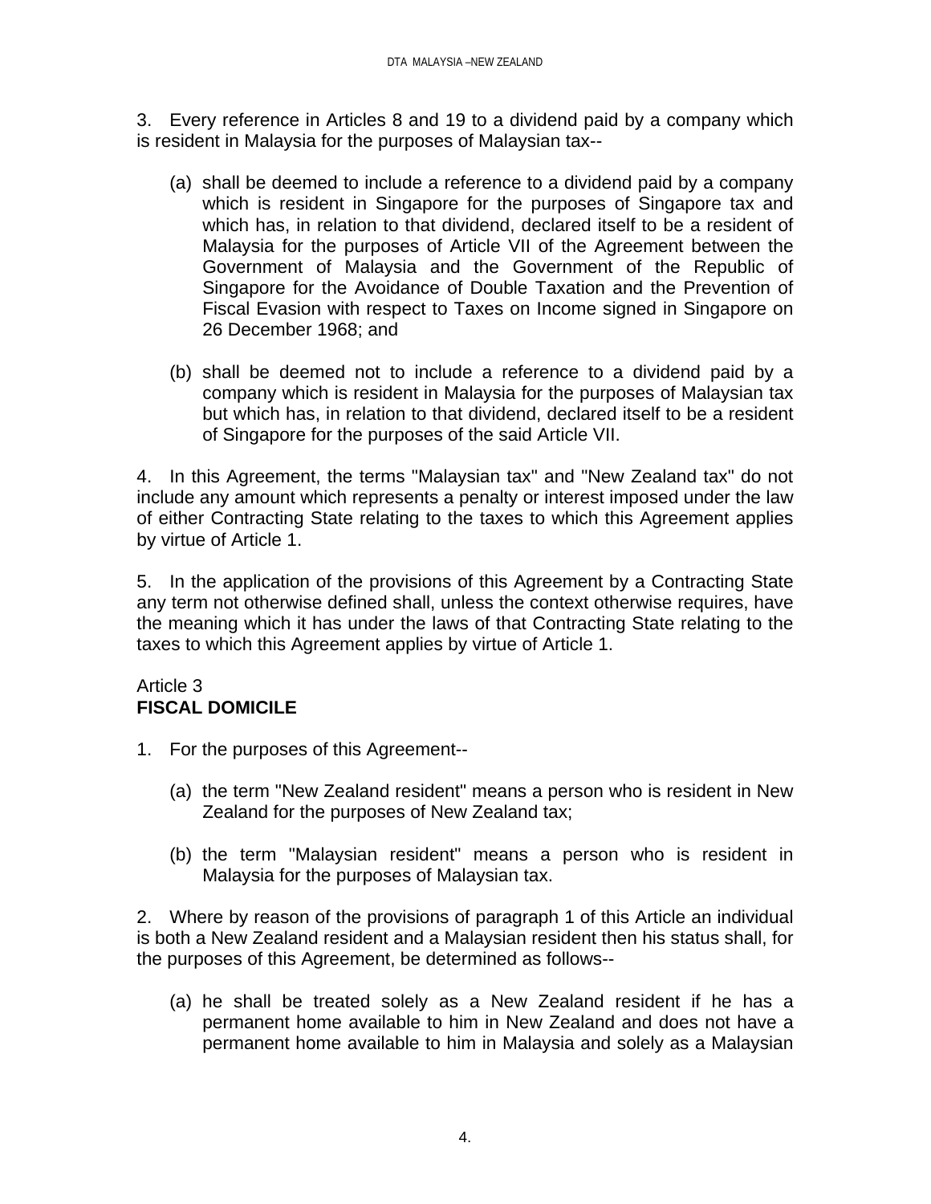3. Every reference in Articles 8 and 19 to a dividend paid by a company which is resident in Malaysia for the purposes of Malaysian tax--

(a) shall be deemed to include a reference to a dividend paid by a company which is resident in Singapore for the purposes of Singapore tax and which has, in relation to that dividend, declared itself to be a resident of Malaysia for the purposes of Article VII of the Agreement between the Government of Malaysia and the Government of the Republic of Singapore for the Avoidance of Double Taxation and the Prevention of Fiscal Evasion with respect to Taxes on Income signed in Singapore on 26 December 1968; and

(b) shall be deemed not to include a reference to a dividend paid by a company which is resident in Malaysia for the purposes of Malaysian tax but which has, in relation to that dividend, declared itself to be a resident of Singapore for the purposes of the said Article VII.

4. In this Agreement, the terms "Malaysian tax" and "New Zealand tax" do not include any amount which represents a penalty or interest imposed under the law of either Contracting State relating to the taxes to which this Agreement applies by virtue of Article 1.

5. In the application of the provisions of this Agreement by a Contracting State any term not otherwise defined shall, unless the context otherwise requires, have the meaning which it has under the laws of that Contracting State relating to the taxes to which this Agreement applies by virtue of Article 1.

## Article 3
## **FISCAL DOMICILE**

1. For the purposes of this Agreement--

(a) the term "New Zealand resident" means a person who is resident in New Zealand for the purposes of New Zealand tax;

(b) the term "Malaysian resident" means a person who is resident in Malaysia for the purposes of Malaysian tax.

2. Where by reason of the provisions of paragraph 1 of this Article an individual is both a New Zealand resident and a Malaysian resident then his status shall, for the purposes of this Agreement, be determined as follows--

(a) he shall be treated solely as a New Zealand resident if he has a permanent home available to him in New Zealand and does not have a permanent home available to him in Malaysia and solely as a Malaysian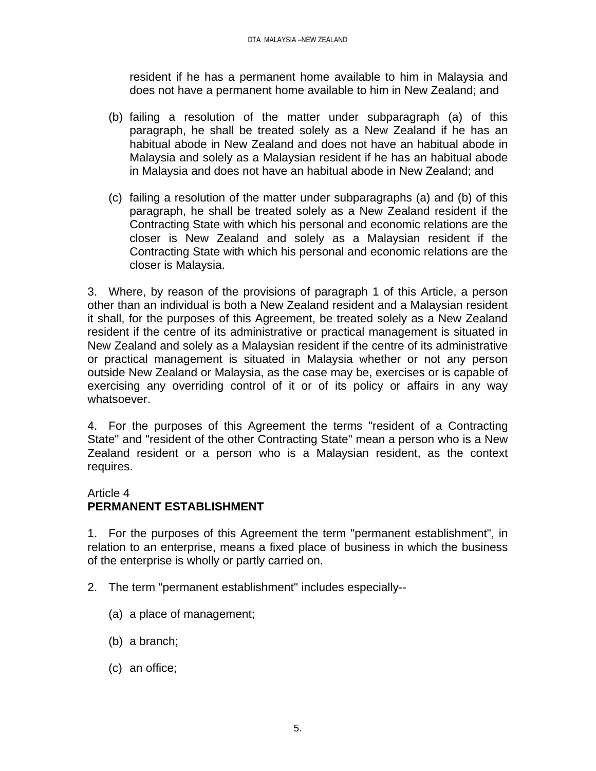resident if he has a permanent home available to him in Malaysia and does not have a permanent home available to him in New Zealand; and

(b) failing a resolution of the matter under subparagraph (a) of this paragraph, he shall be treated solely as a New Zealand if he has an habitual abode in New Zealand and does not have an habitual abode in Malaysia and solely as a Malaysian resident if he has an habitual abode in Malaysia and does not have an habitual abode in New Zealand; and

(c) failing a resolution of the matter under subparagraphs (a) and (b) of this paragraph, he shall be treated solely as a New Zealand resident if the Contracting State with which his personal and economic relations are the closer is New Zealand and solely as a Malaysian resident if the Contracting State with which his personal and economic relations are the closer is Malaysia.

3. Where, by reason of the provisions of paragraph 1 of this Article, a person other than an individual is both a New Zealand resident and a Malaysian resident it shall, for the purposes of this Agreement, be treated solely as a New Zealand resident if the centre of its administrative or practical management is situated in New Zealand and solely as a Malaysian resident if the centre of its administrative or practical management is situated in Malaysia whether or not any person outside New Zealand or Malaysia, as the case may be, exercises or is capable of exercising any overriding control of it or of its policy or affairs in any way whatsoever.

4. For the purposes of this Agreement the terms "resident of a Contracting State" and "resident of the other Contracting State" mean a person who is a New Zealand resident or a person who is a Malaysian resident, as the context requires.

Article 4
**PERMANENT ESTABLISHMENT**

1. For the purposes of this Agreement the term "permanent establishment", in relation to an enterprise, means a fixed place of business in which the business of the enterprise is wholly or partly carried on.

2. The term "permanent establishment" includes especially--

(a) a place of management;

(b) a branch;

(c) an office;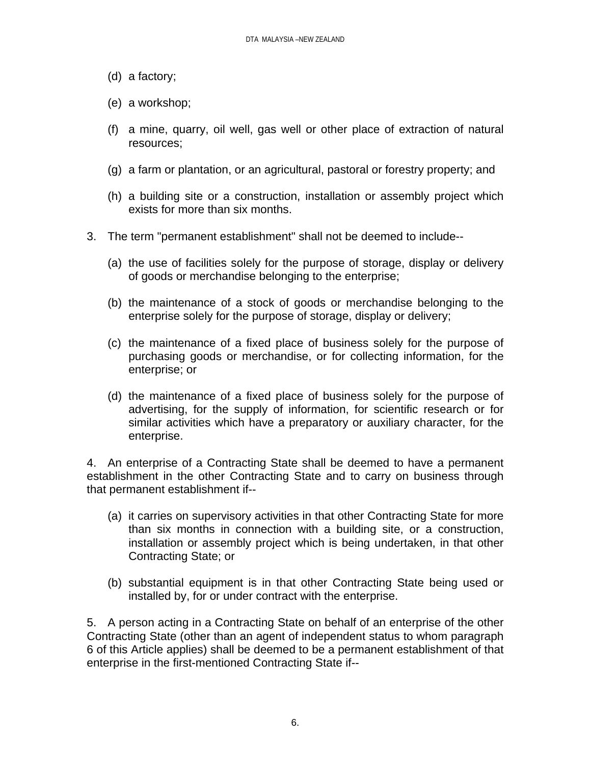(d) a factory;

(e) a workshop;

(f) a mine, quarry, oil well, gas well or other place of extraction of natural resources;

(g) a farm or plantation, or an agricultural, pastoral or forestry property; and

(h) a building site or a construction, installation or assembly project which exists for more than six months.

3. The term "permanent establishment" shall not be deemed to include--

(a) the use of facilities solely for the purpose of storage, display or delivery of goods or merchandise belonging to the enterprise;

(b) the maintenance of a stock of goods or merchandise belonging to the enterprise solely for the purpose of storage, display or delivery;

(c) the maintenance of a fixed place of business solely for the purpose of purchasing goods or merchandise, or for collecting information, for the enterprise; or

(d) the maintenance of a fixed place of business solely for the purpose of advertising, for the supply of information, for scientific research or for similar activities which have a preparatory or auxiliary character, for the enterprise.

4. An enterprise of a Contracting State shall be deemed to have a permanent establishment in the other Contracting State and to carry on business through that permanent establishment if--

(a) it carries on supervisory activities in that other Contracting State for more than six months in connection with a building site, or a construction, installation or assembly project which is being undertaken, in that other Contracting State; or

(b) substantial equipment is in that other Contracting State being used or installed by, for or under contract with the enterprise.

5. A person acting in a Contracting State on behalf of an enterprise of the other Contracting State (other than an agent of independent status to whom paragraph 6 of this Article applies) shall be deemed to be a permanent establishment of that enterprise in the first-mentioned Contracting State if--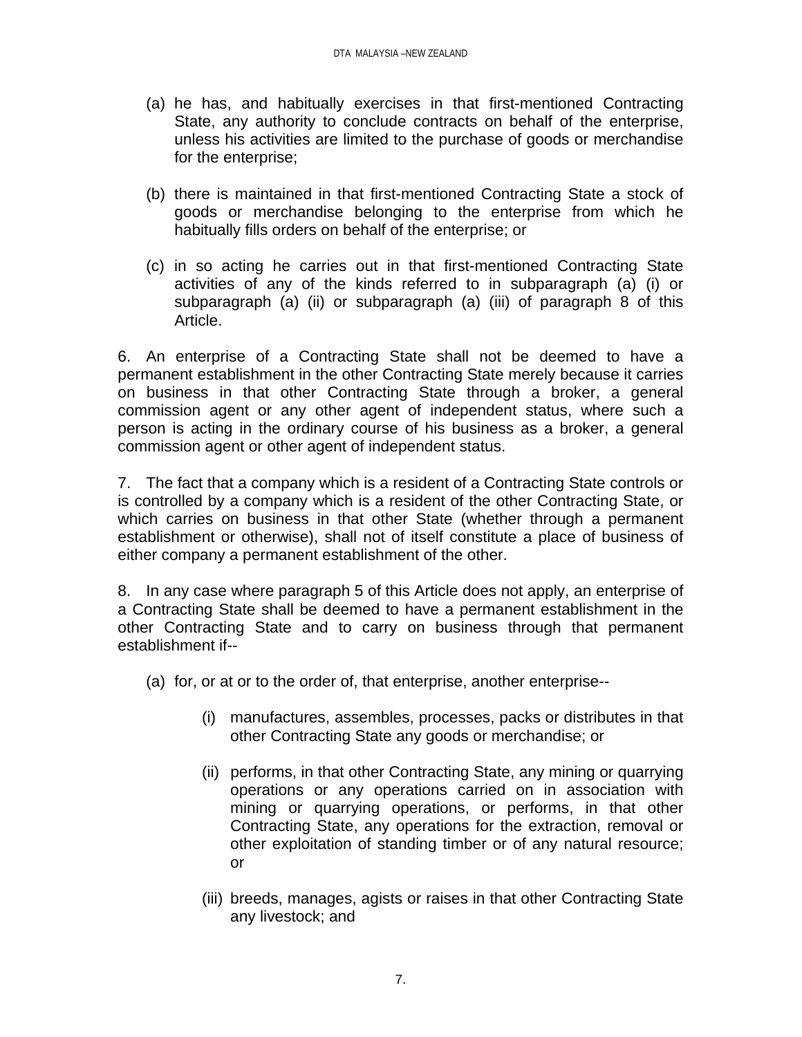(a) he has, and habitually exercises in that first-mentioned Contracting State, any authority to conclude contracts on behalf of the enterprise, unless his activities are limited to the purchase of goods or merchandise for the enterprise;

(b) there is maintained in that first-mentioned Contracting State a stock of goods or merchandise belonging to the enterprise from which he habitually fills orders on behalf of the enterprise; or

(c) in so acting he carries out in that first-mentioned Contracting State activities of any of the kinds referred to in subparagraph (a) (i) or subparagraph (a) (ii) or subparagraph (a) (iii) of paragraph 8 of this Article.

6. An enterprise of a Contracting State shall not be deemed to have a permanent establishment in the other Contracting State merely because it carries on business in that other Contracting State through a broker, a general commission agent or any other agent of independent status, where such a person is acting in the ordinary course of his business as a broker, a general commission agent or other agent of independent status.

7. The fact that a company which is a resident of a Contracting State controls or is controlled by a company which is a resident of the other Contracting State, or which carries on business in that other State (whether through a permanent establishment or otherwise), shall not of itself constitute a place of business of either company a permanent establishment of the other.

8. In any case where paragraph 5 of this Article does not apply, an enterprise of a Contracting State shall be deemed to have a permanent establishment in the other Contracting State and to carry on business through that permanent establishment if--

(a) for, or at or to the order of, that enterprise, another enterprise--

  (i) manufactures, assembles, processes, packs or distributes in that other Contracting State any goods or merchandise; or

  (ii) performs, in that other Contracting State, any mining or quarrying operations or any operations carried on in association with mining or quarrying operations, or performs, in that other Contracting State, any operations for the extraction, removal or other exploitation of standing timber or of any natural resource; or

  (iii) breeds, manages, agists or raises in that other Contracting State any livestock; and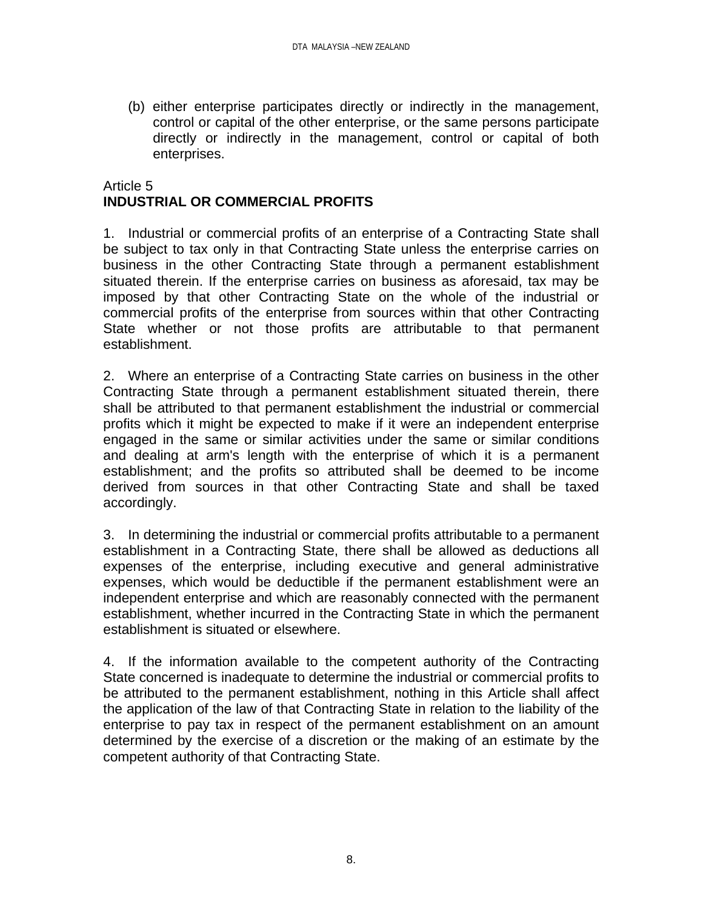(b) either enterprise participates directly or indirectly in the management, control or capital of the other enterprise, or the same persons participate directly or indirectly in the management, control or capital of both enterprises.

Article 5
**INDUSTRIAL OR COMMERCIAL PROFITS**

1. Industrial or commercial profits of an enterprise of a Contracting State shall be subject to tax only in that Contracting State unless the enterprise carries on business in the other Contracting State through a permanent establishment situated therein. If the enterprise carries on business as aforesaid, tax may be imposed by that other Contracting State on the whole of the industrial or commercial profits of the enterprise from sources within that other Contracting State whether or not those profits are attributable to that permanent establishment.

2. Where an enterprise of a Contracting State carries on business in the other Contracting State through a permanent establishment situated therein, there shall be attributed to that permanent establishment the industrial or commercial profits which it might be expected to make if it were an independent enterprise engaged in the same or similar activities under the same or similar conditions and dealing at arm's length with the enterprise of which it is a permanent establishment; and the profits so attributed shall be deemed to be income derived from sources in that other Contracting State and shall be taxed accordingly.

3. In determining the industrial or commercial profits attributable to a permanent establishment in a Contracting State, there shall be allowed as deductions all expenses of the enterprise, including executive and general administrative expenses, which would be deductible if the permanent establishment were an independent enterprise and which are reasonably connected with the permanent establishment, whether incurred in the Contracting State in which the permanent establishment is situated or elsewhere.

4. If the information available to the competent authority of the Contracting State concerned is inadequate to determine the industrial or commercial profits to be attributed to the permanent establishment, nothing in this Article shall affect the application of the law of that Contracting State in relation to the liability of the enterprise to pay tax in respect of the permanent establishment on an amount determined by the exercise of a discretion or the making of an estimate by the competent authority of that Contracting State.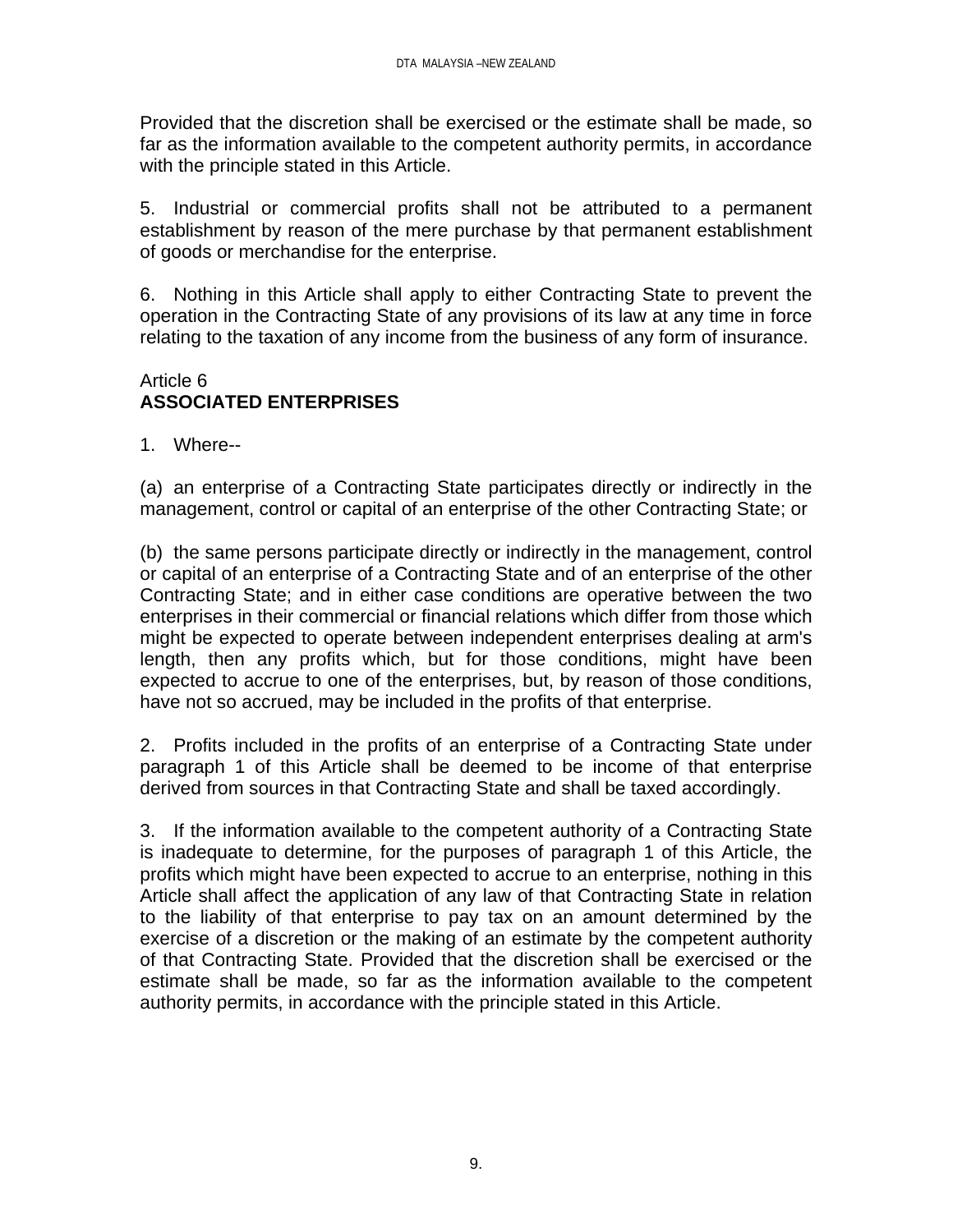Provided that the discretion shall be exercised or the estimate shall be made, so far as the information available to the competent authority permits, in accordance with the principle stated in this Article.

5. Industrial or commercial profits shall not be attributed to a permanent establishment by reason of the mere purchase by that permanent establishment of goods or merchandise for the enterprise.

6. Nothing in this Article shall apply to either Contracting State to prevent the operation in the Contracting State of any provisions of its law at any time in force relating to the taxation of any income from the business of any form of insurance.

Article 6
**ASSOCIATED ENTERPRISES**

1. Where--

(a) an enterprise of a Contracting State participates directly or indirectly in the management, control or capital of an enterprise of the other Contracting State; or

(b) the same persons participate directly or indirectly in the management, control or capital of an enterprise of a Contracting State and of an enterprise of the other Contracting State; and in either case conditions are operative between the two enterprises in their commercial or financial relations which differ from those which might be expected to operate between independent enterprises dealing at arm's length, then any profits which, but for those conditions, might have been expected to accrue to one of the enterprises, but, by reason of those conditions, have not so accrued, may be included in the profits of that enterprise.

2. Profits included in the profits of an enterprise of a Contracting State under paragraph 1 of this Article shall be deemed to be income of that enterprise derived from sources in that Contracting State and shall be taxed accordingly.

3. If the information available to the competent authority of a Contracting State is inadequate to determine, for the purposes of paragraph 1 of this Article, the profits which might have been expected to accrue to an enterprise, nothing in this Article shall affect the application of any law of that Contracting State in relation to the liability of that enterprise to pay tax on an amount determined by the exercise of a discretion or the making of an estimate by the competent authority of that Contracting State. Provided that the discretion shall be exercised or the estimate shall be made, so far as the information available to the competent authority permits, in accordance with the principle stated in this Article.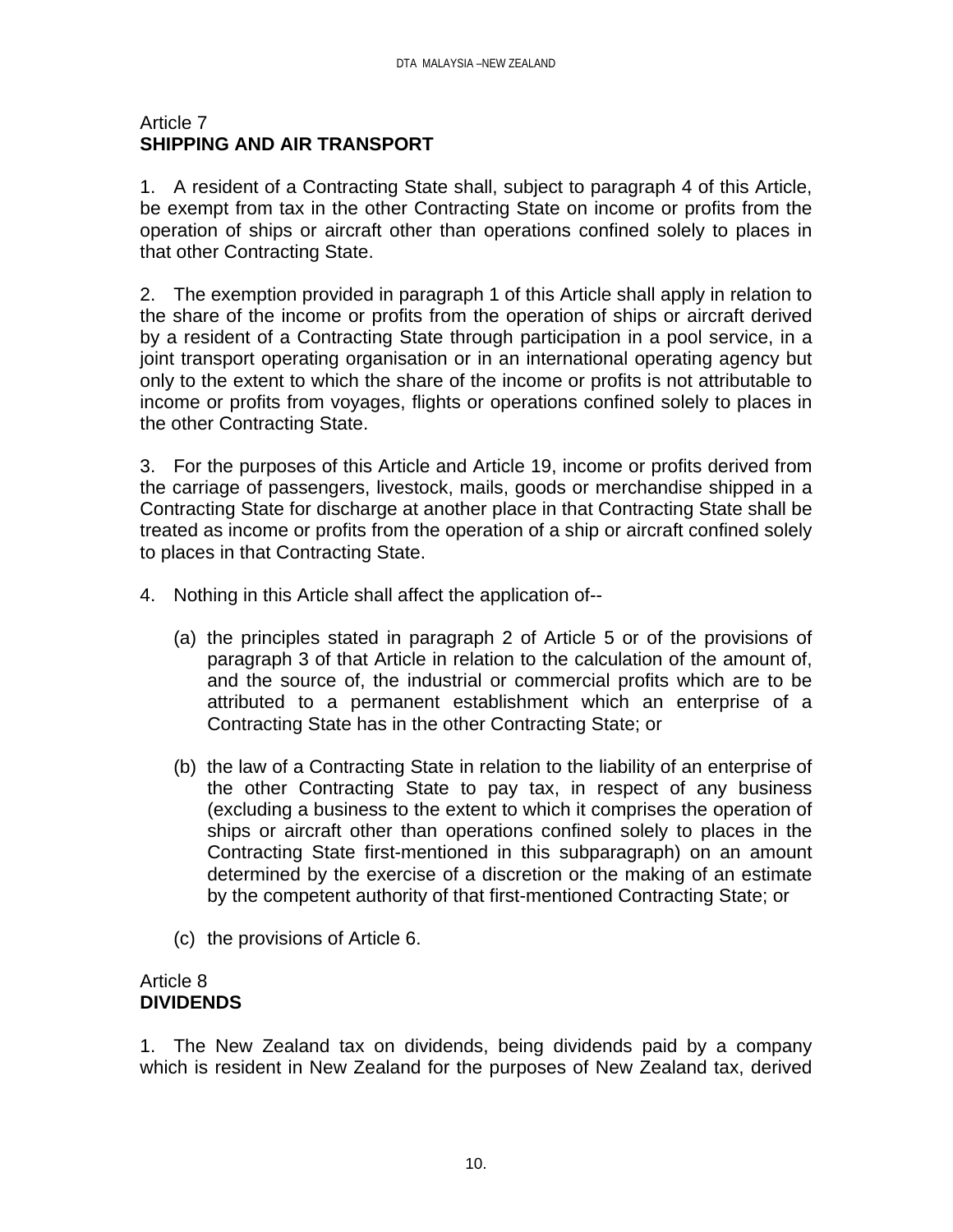Article 7
**SHIPPING AND AIR TRANSPORT**

1. A resident of a Contracting State shall, subject to paragraph 4 of this Article, be exempt from tax in the other Contracting State on income or profits from the operation of ships or aircraft other than operations confined solely to places in that other Contracting State.

2. The exemption provided in paragraph 1 of this Article shall apply in relation to the share of the income or profits from the operation of ships or aircraft derived by a resident of a Contracting State through participation in a pool service, in a joint transport operating organisation or in an international operating agency but only to the extent to which the share of the income or profits is not attributable to income or profits from voyages, flights or operations confined solely to places in the other Contracting State.

3. For the purposes of this Article and Article 19, income or profits derived from the carriage of passengers, livestock, mails, goods or merchandise shipped in a Contracting State for discharge at another place in that Contracting State shall be treated as income or profits from the operation of a ship or aircraft confined solely to places in that Contracting State.

4. Nothing in this Article shall affect the application of--

(a) the principles stated in paragraph 2 of Article 5 or of the provisions of paragraph 3 of that Article in relation to the calculation of the amount of, and the source of, the industrial or commercial profits which are to be attributed to a permanent establishment which an enterprise of a Contracting State has in the other Contracting State; or

(b) the law of a Contracting State in relation to the liability of an enterprise of the other Contracting State to pay tax, in respect of any business (excluding a business to the extent to which it comprises the operation of ships or aircraft other than operations confined solely to places in the Contracting State first-mentioned in this subparagraph) on an amount determined by the exercise of a discretion or the making of an estimate by the competent authority of that first-mentioned Contracting State; or

(c) the provisions of Article 6.

Article 8
**DIVIDENDS**

1. The New Zealand tax on dividends, being dividends paid by a company which is resident in New Zealand for the purposes of New Zealand tax, derived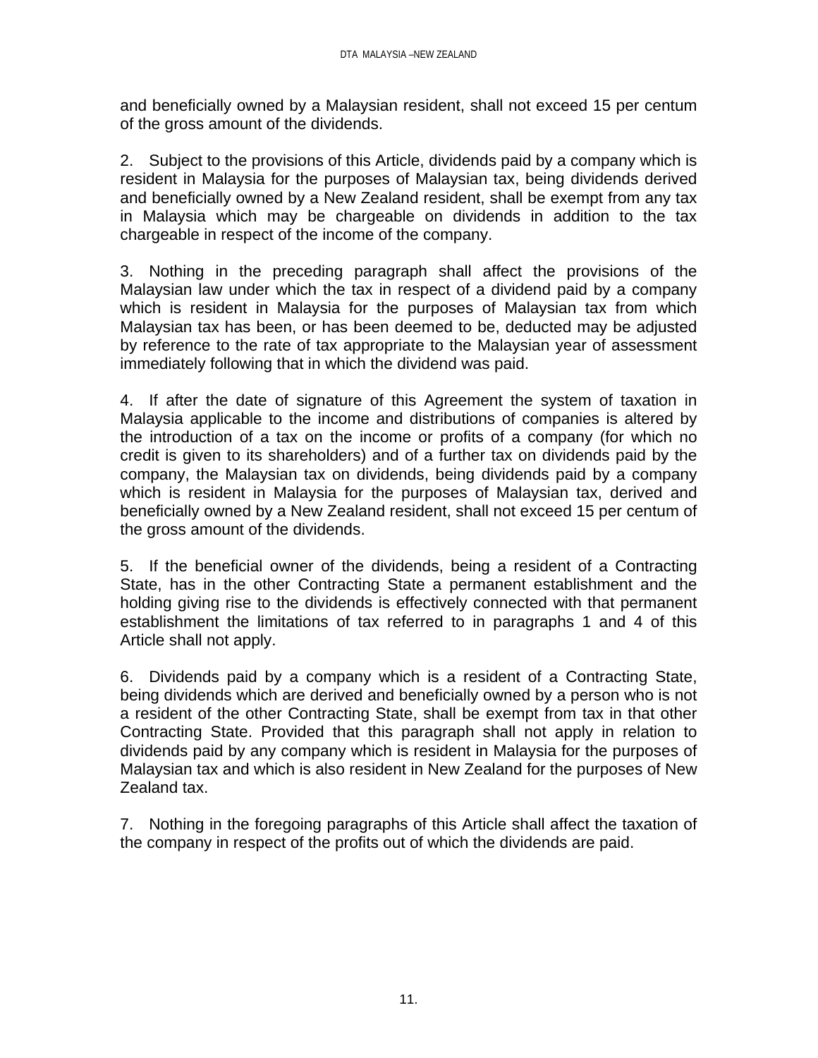and beneficially owned by a Malaysian resident, shall not exceed 15 per centum of the gross amount of the dividends.

2. Subject to the provisions of this Article, dividends paid by a company which is resident in Malaysia for the purposes of Malaysian tax, being dividends derived and beneficially owned by a New Zealand resident, shall be exempt from any tax in Malaysia which may be chargeable on dividends in addition to the tax chargeable in respect of the income of the company.

3. Nothing in the preceding paragraph shall affect the provisions of the Malaysian law under which the tax in respect of a dividend paid by a company which is resident in Malaysia for the purposes of Malaysian tax from which Malaysian tax has been, or has been deemed to be, deducted may be adjusted by reference to the rate of tax appropriate to the Malaysian year of assessment immediately following that in which the dividend was paid.

4. If after the date of signature of this Agreement the system of taxation in Malaysia applicable to the income and distributions of companies is altered by the introduction of a tax on the income or profits of a company (for which no credit is given to its shareholders) and of a further tax on dividends paid by the company, the Malaysian tax on dividends, being dividends paid by a company which is resident in Malaysia for the purposes of Malaysian tax, derived and beneficially owned by a New Zealand resident, shall not exceed 15 per centum of the gross amount of the dividends.

5. If the beneficial owner of the dividends, being a resident of a Contracting State, has in the other Contracting State a permanent establishment and the holding giving rise to the dividends is effectively connected with that permanent establishment the limitations of tax referred to in paragraphs 1 and 4 of this Article shall not apply.

6. Dividends paid by a company which is a resident of a Contracting State, being dividends which are derived and beneficially owned by a person who is not a resident of the other Contracting State, shall be exempt from tax in that other Contracting State. Provided that this paragraph shall not apply in relation to dividends paid by any company which is resident in Malaysia for the purposes of Malaysian tax and which is also resident in New Zealand for the purposes of New Zealand tax.

7. Nothing in the foregoing paragraphs of this Article shall affect the taxation of the company in respect of the profits out of which the dividends are paid.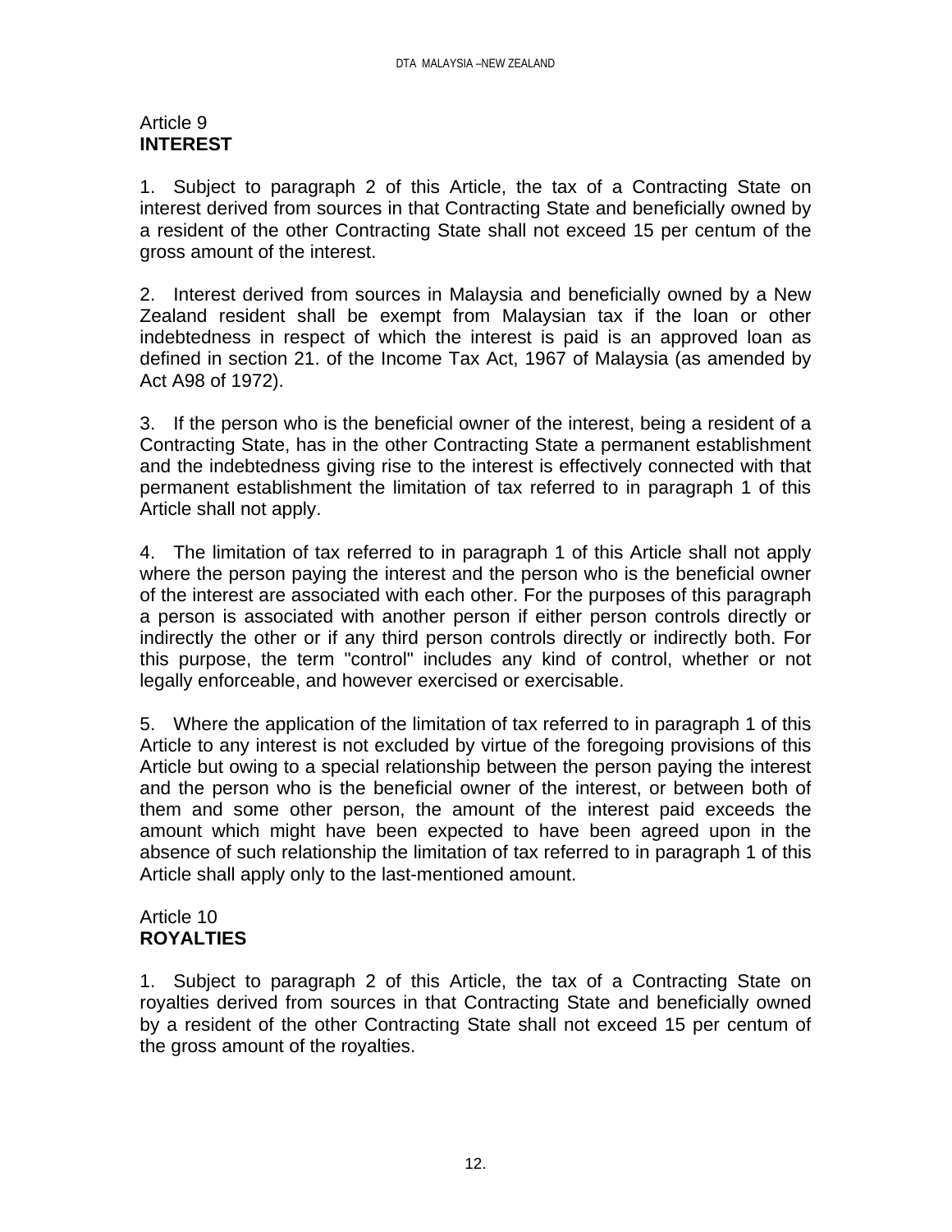Article 9
**INTEREST**

1. Subject to paragraph 2 of this Article, the tax of a Contracting State on interest derived from sources in that Contracting State and beneficially owned by a resident of the other Contracting State shall not exceed 15 per centum of the gross amount of the interest.

2. Interest derived from sources in Malaysia and beneficially owned by a New Zealand resident shall be exempt from Malaysian tax if the loan or other indebtedness in respect of which the interest is paid is an approved loan as defined in section 21. of the Income Tax Act, 1967 of Malaysia (as amended by Act A98 of 1972).

3. If the person who is the beneficial owner of the interest, being a resident of a Contracting State, has in the other Contracting State a permanent establishment and the indebtedness giving rise to the interest is effectively connected with that permanent establishment the limitation of tax referred to in paragraph 1 of this Article shall not apply.

4. The limitation of tax referred to in paragraph 1 of this Article shall not apply where the person paying the interest and the person who is the beneficial owner of the interest are associated with each other. For the purposes of this paragraph a person is associated with another person if either person controls directly or indirectly the other or if any third person controls directly or indirectly both. For this purpose, the term "control" includes any kind of control, whether or not legally enforceable, and however exercised or exercisable.

5. Where the application of the limitation of tax referred to in paragraph 1 of this Article to any interest is not excluded by virtue of the foregoing provisions of this Article but owing to a special relationship between the person paying the interest and the person who is the beneficial owner of the interest, or between both of them and some other person, the amount of the interest paid exceeds the amount which might have been expected to have been agreed upon in the absence of such relationship the limitation of tax referred to in paragraph 1 of this Article shall apply only to the last-mentioned amount.

Article 10
**ROYALTIES**

1. Subject to paragraph 2 of this Article, the tax of a Contracting State on royalties derived from sources in that Contracting State and beneficially owned by a resident of the other Contracting State shall not exceed 15 per centum of the gross amount of the royalties.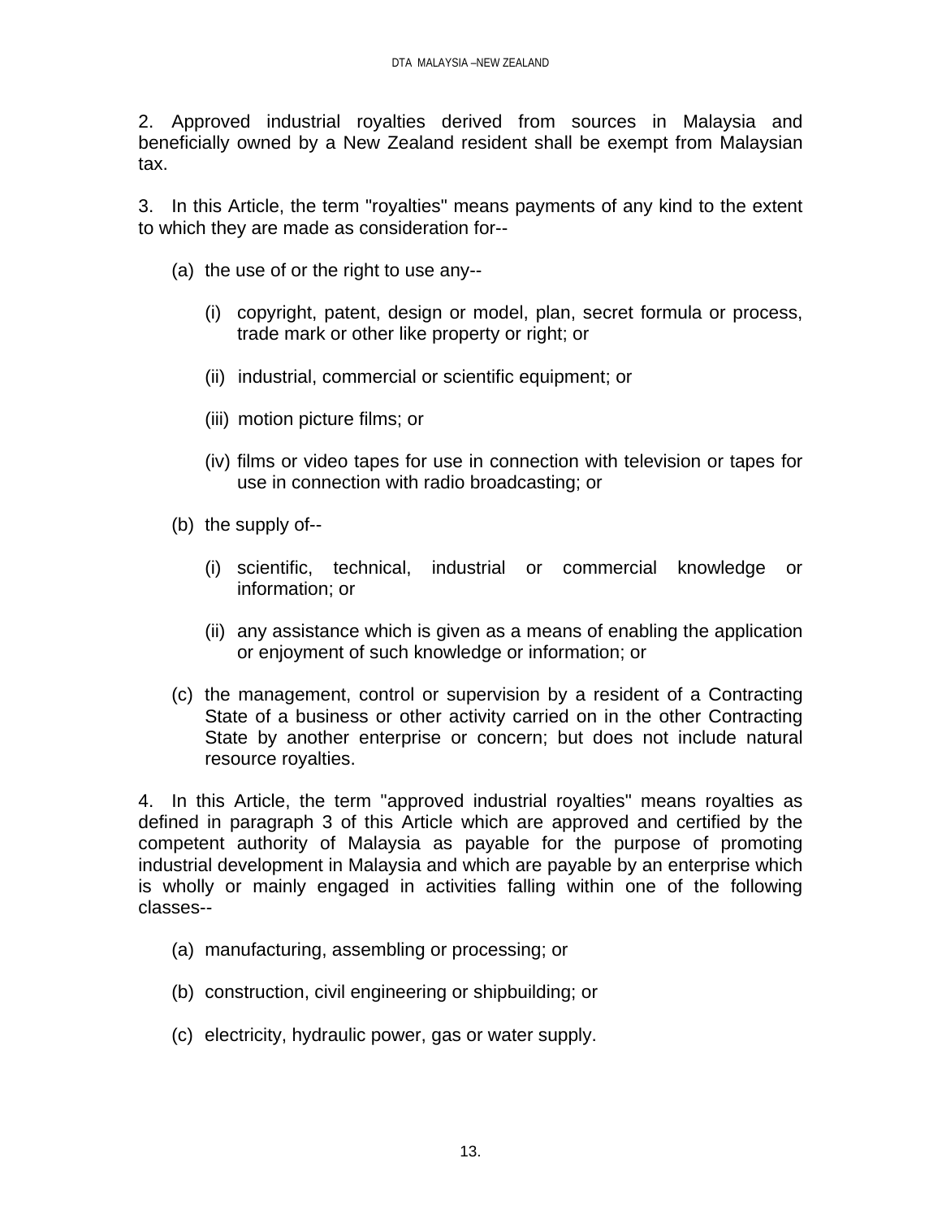2. Approved industrial royalties derived from sources in Malaysia and beneficially owned by a New Zealand resident shall be exempt from Malaysian tax.

3. In this Article, the term "royalties" means payments of any kind to the extent to which they are made as consideration for--

(a) the use of or the right to use any--

  (i) copyright, patent, design or model, plan, secret formula or process, trade mark or other like property or right; or

  (ii) industrial, commercial or scientific equipment; or

  (iii) motion picture films; or

  (iv) films or video tapes for use in connection with television or tapes for use in connection with radio broadcasting; or

(b) the supply of--

  (i) scientific, technical, industrial or commercial knowledge or information; or

  (ii) any assistance which is given as a means of enabling the application or enjoyment of such knowledge or information; or

(c) the management, control or supervision by a resident of a Contracting State of a business or other activity carried on in the other Contracting State by another enterprise or concern; but does not include natural resource royalties.

4. In this Article, the term "approved industrial royalties" means royalties as defined in paragraph 3 of this Article which are approved and certified by the competent authority of Malaysia as payable for the purpose of promoting industrial development in Malaysia and which are payable by an enterprise which is wholly or mainly engaged in activities falling within one of the following classes--

(a) manufacturing, assembling or processing; or

(b) construction, civil engineering or shipbuilding; or

(c) electricity, hydraulic power, gas or water supply.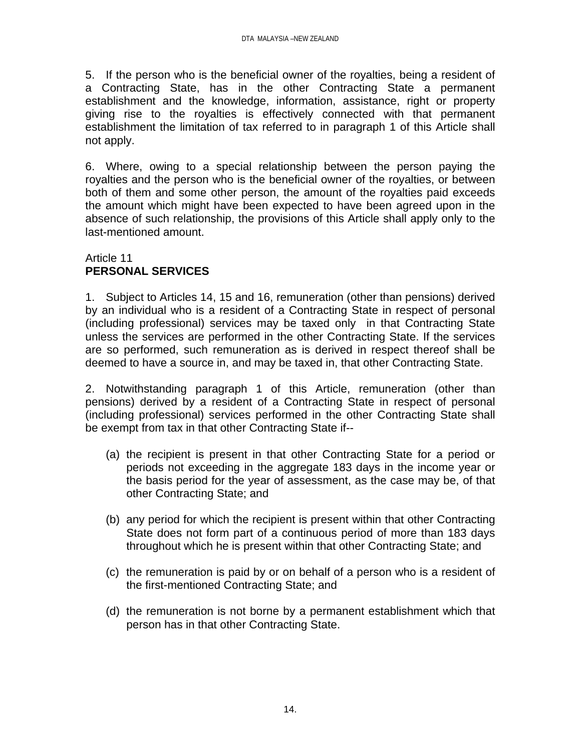5. If the person who is the beneficial owner of the royalties, being a resident of a Contracting State, has in the other Contracting State a permanent establishment and the knowledge, information, assistance, right or property giving rise to the royalties is effectively connected with that permanent establishment the limitation of tax referred to in paragraph 1 of this Article shall not apply.

6. Where, owing to a special relationship between the person paying the royalties and the person who is the beneficial owner of the royalties, or between both of them and some other person, the amount of the royalties paid exceeds the amount which might have been expected to have been agreed upon in the absence of such relationship, the provisions of this Article shall apply only to the last-mentioned amount.

## Article 11
## PERSONAL SERVICES

1. Subject to Articles 14, 15 and 16, remuneration (other than pensions) derived by an individual who is a resident of a Contracting State in respect of personal (including professional) services may be taxed only in that Contracting State unless the services are performed in the other Contracting State. If the services are so performed, such remuneration as is derived in respect thereof shall be deemed to have a source in, and may be taxed in, that other Contracting State.

2. Notwithstanding paragraph 1 of this Article, remuneration (other than pensions) derived by a resident of a Contracting State in respect of personal (including professional) services performed in the other Contracting State shall be exempt from tax in that other Contracting State if--

(a) the recipient is present in that other Contracting State for a period or periods not exceeding in the aggregate 183 days in the income year or the basis period for the year of assessment, as the case may be, of that other Contracting State; and

(b) any period for which the recipient is present within that other Contracting State does not form part of a continuous period of more than 183 days throughout which he is present within that other Contracting State; and

(c) the remuneration is paid by or on behalf of a person who is a resident of the first-mentioned Contracting State; and

(d) the remuneration is not borne by a permanent establishment which that person has in that other Contracting State.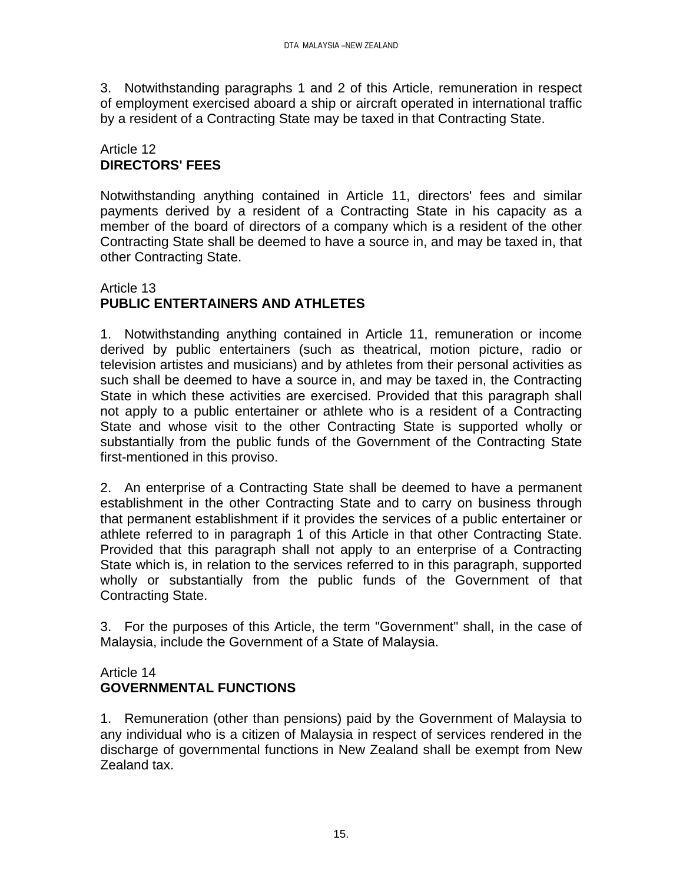3. Notwithstanding paragraphs 1 and 2 of this Article, remuneration in respect of employment exercised aboard a ship or aircraft operated in international traffic by a resident of a Contracting State may be taxed in that Contracting State.

## Article 12
## DIRECTORS' FEES

Notwithstanding anything contained in Article 11, directors' fees and similar payments derived by a resident of a Contracting State in his capacity as a member of the board of directors of a company which is a resident of the other Contracting State shall be deemed to have a source in, and may be taxed in, that other Contracting State.

## Article 13
## PUBLIC ENTERTAINERS AND ATHLETES

1. Notwithstanding anything contained in Article 11, remuneration or income derived by public entertainers (such as theatrical, motion picture, radio or television artistes and musicians) and by athletes from their personal activities as such shall be deemed to have a source in, and may be taxed in, the Contracting State in which these activities are exercised. Provided that this paragraph shall not apply to a public entertainer or athlete who is a resident of a Contracting State and whose visit to the other Contracting State is supported wholly or substantially from the public funds of the Government of the Contracting State first-mentioned in this proviso.

2. An enterprise of a Contracting State shall be deemed to have a permanent establishment in the other Contracting State and to carry on business through that permanent establishment if it provides the services of a public entertainer or athlete referred to in paragraph 1 of this Article in that other Contracting State. Provided that this paragraph shall not apply to an enterprise of a Contracting State which is, in relation to the services referred to in this paragraph, supported wholly or substantially from the public funds of the Government of that Contracting State.

3. For the purposes of this Article, the term "Government" shall, in the case of Malaysia, include the Government of a State of Malaysia.

## Article 14
## GOVERNMENTAL FUNCTIONS

1. Remuneration (other than pensions) paid by the Government of Malaysia to any individual who is a citizen of Malaysia in respect of services rendered in the discharge of governmental functions in New Zealand shall be exempt from New Zealand tax.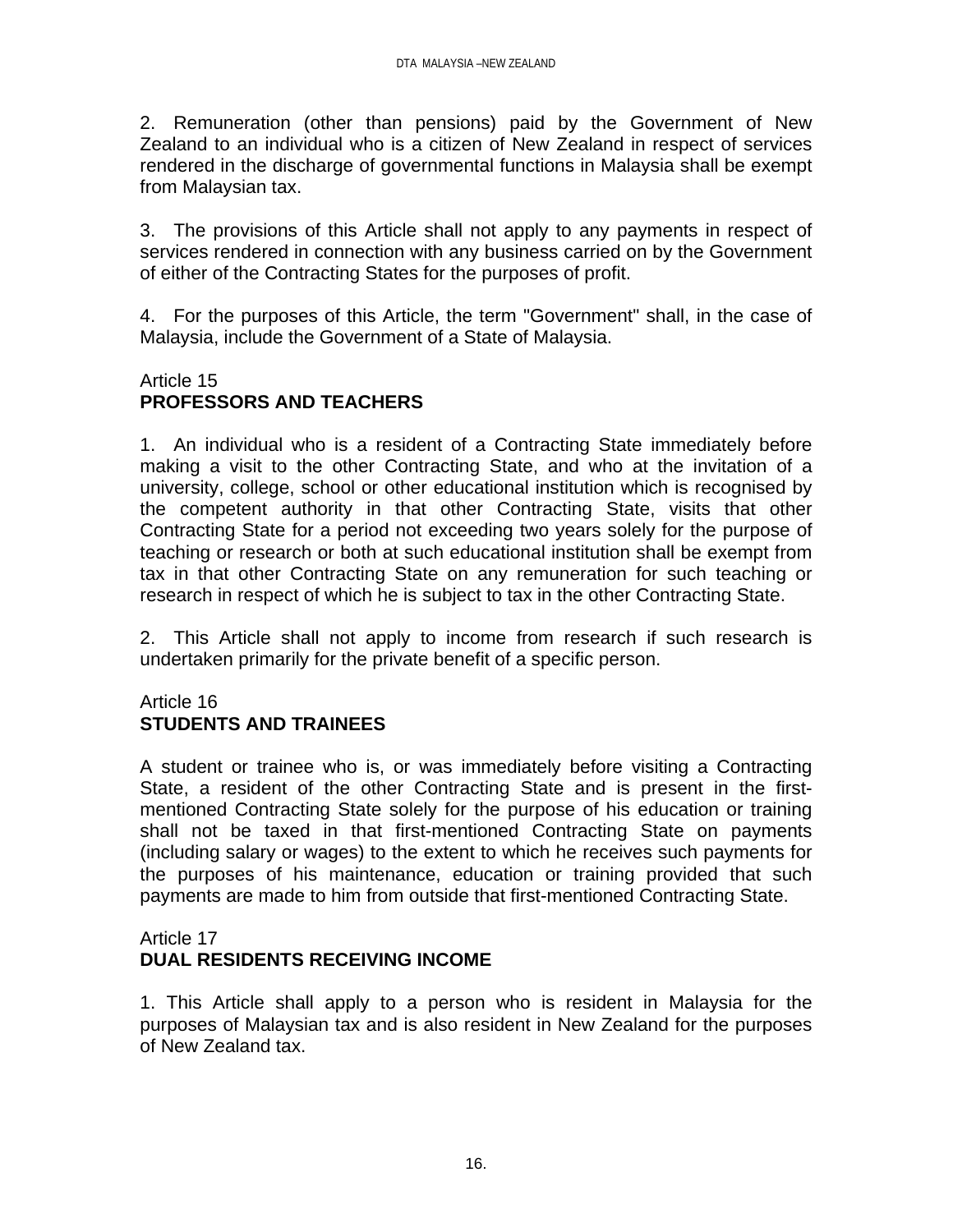2. Remuneration (other than pensions) paid by the Government of New Zealand to an individual who is a citizen of New Zealand in respect of services rendered in the discharge of governmental functions in Malaysia shall be exempt from Malaysian tax.

3. The provisions of this Article shall not apply to any payments in respect of services rendered in connection with any business carried on by the Government of either of the Contracting States for the purposes of profit.

4. For the purposes of this Article, the term "Government" shall, in the case of Malaysia, include the Government of a State of Malaysia.

Article 15
**PROFESSORS AND TEACHERS**

1. An individual who is a resident of a Contracting State immediately before making a visit to the other Contracting State, and who at the invitation of a university, college, school or other educational institution which is recognised by the competent authority in that other Contracting State, visits that other Contracting State for a period not exceeding two years solely for the purpose of teaching or research or both at such educational institution shall be exempt from tax in that other Contracting State on any remuneration for such teaching or research in respect of which he is subject to tax in the other Contracting State.

2. This Article shall not apply to income from research if such research is undertaken primarily for the private benefit of a specific person.

Article 16
**STUDENTS AND TRAINEES**

A student or trainee who is, or was immediately before visiting a Contracting State, a resident of the other Contracting State and is present in the first-mentioned Contracting State solely for the purpose of his education or training shall not be taxed in that first-mentioned Contracting State on payments (including salary or wages) to the extent to which he receives such payments for the purposes of his maintenance, education or training provided that such payments are made to him from outside that first-mentioned Contracting State.

Article 17
**DUAL RESIDENTS RECEIVING INCOME**

1. This Article shall apply to a person who is resident in Malaysia for the purposes of Malaysian tax and is also resident in New Zealand for the purposes of New Zealand tax.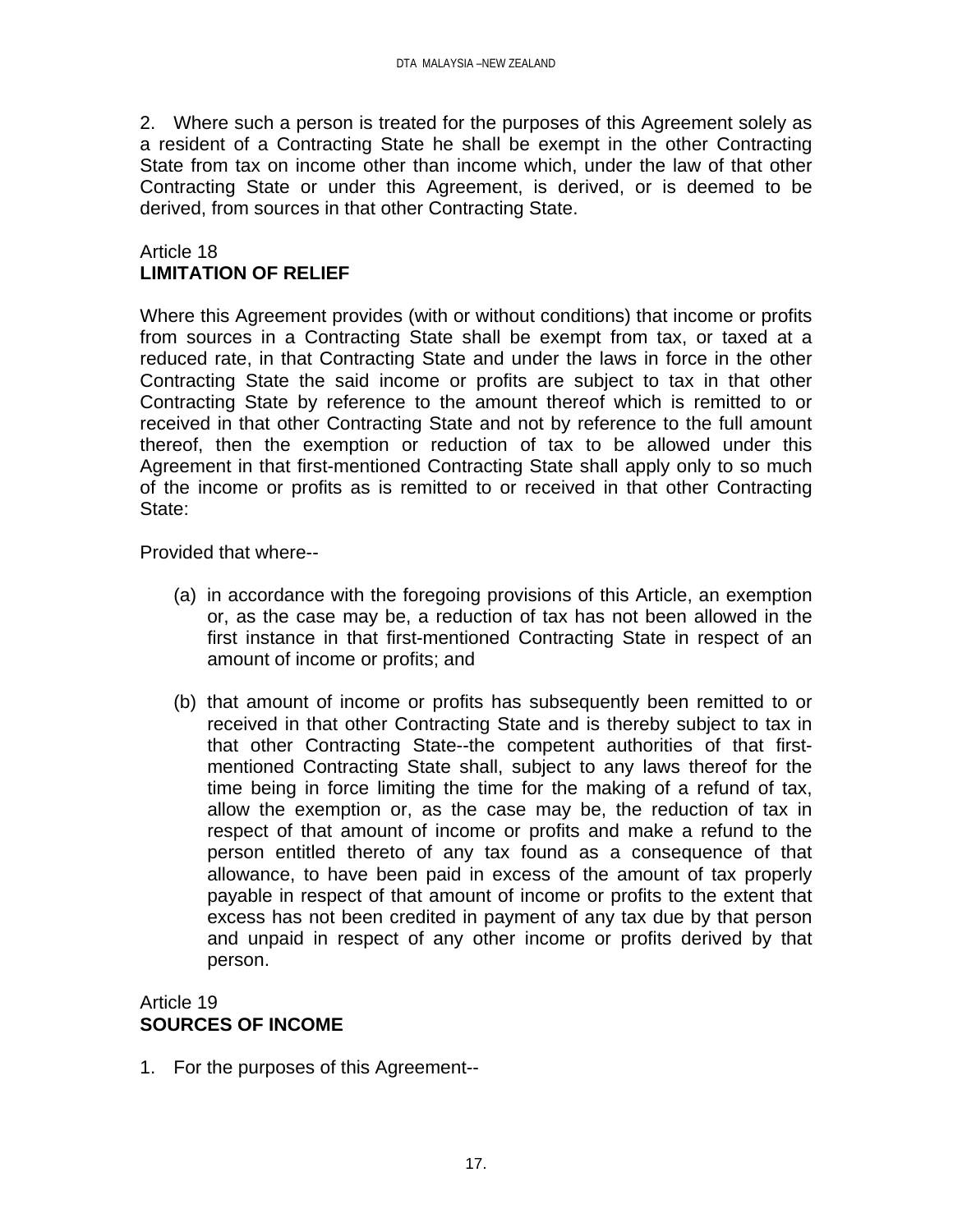2. Where such a person is treated for the purposes of this Agreement solely as a resident of a Contracting State he shall be exempt in the other Contracting State from tax on income other than income which, under the law of that other Contracting State or under this Agreement, is derived, or is deemed to be derived, from sources in that other Contracting State.

Article 18
**LIMITATION OF RELIEF**

Where this Agreement provides (with or without conditions) that income or profits from sources in a Contracting State shall be exempt from tax, or taxed at a reduced rate, in that Contracting State and under the laws in force in the other Contracting State the said income or profits are subject to tax in that other Contracting State by reference to the amount thereof which is remitted to or received in that other Contracting State and not by reference to the full amount thereof, then the exemption or reduction of tax to be allowed under this Agreement in that first-mentioned Contracting State shall apply only to so much of the income or profits as is remitted to or received in that other Contracting State:

Provided that where--

(a) in accordance with the foregoing provisions of this Article, an exemption or, as the case may be, a reduction of tax has not been allowed in the first instance in that first-mentioned Contracting State in respect of an amount of income or profits; and

(b) that amount of income or profits has subsequently been remitted to or received in that other Contracting State and is thereby subject to tax in that other Contracting State--the competent authorities of that first-mentioned Contracting State shall, subject to any laws thereof for the time being in force limiting the time for the making of a refund of tax, allow the exemption or, as the case may be, the reduction of tax in respect of that amount of income or profits and make a refund to the person entitled thereto of any tax found as a consequence of that allowance, to have been paid in excess of the amount of tax properly payable in respect of that amount of income or profits to the extent that excess has not been credited in payment of any tax due by that person and unpaid in respect of any other income or profits derived by that person.

Article 19
**SOURCES OF INCOME**

1. For the purposes of this Agreement--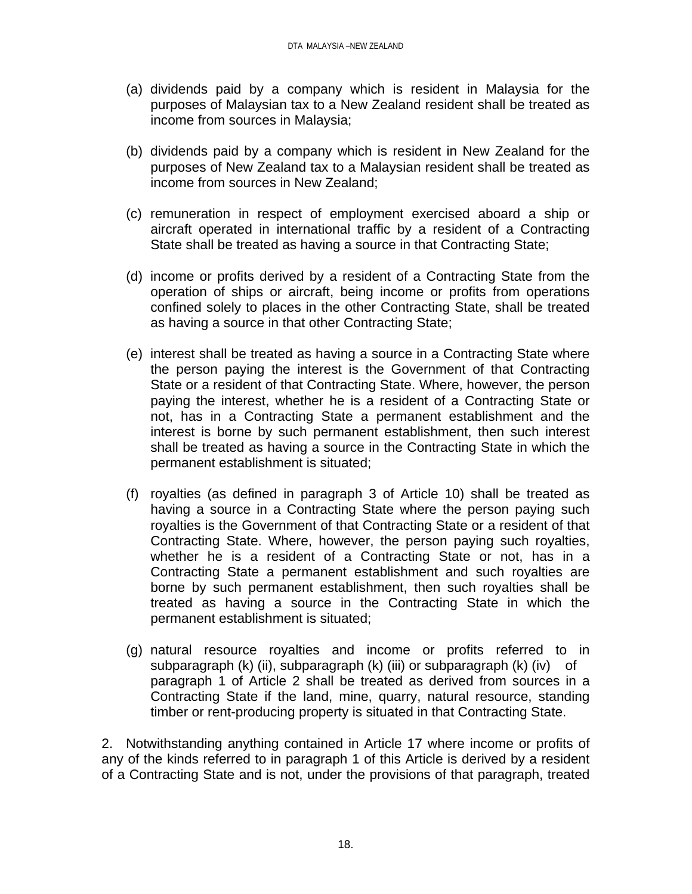(a) dividends paid by a company which is resident in Malaysia for the purposes of Malaysian tax to a New Zealand resident shall be treated as income from sources in Malaysia;

(b) dividends paid by a company which is resident in New Zealand for the purposes of New Zealand tax to a Malaysian resident shall be treated as income from sources in New Zealand;

(c) remuneration in respect of employment exercised aboard a ship or aircraft operated in international traffic by a resident of a Contracting State shall be treated as having a source in that Contracting State;

(d) income or profits derived by a resident of a Contracting State from the operation of ships or aircraft, being income or profits from operations confined solely to places in the other Contracting State, shall be treated as having a source in that other Contracting State;

(e) interest shall be treated as having a source in a Contracting State where the person paying the interest is the Government of that Contracting State or a resident of that Contracting State. Where, however, the person paying the interest, whether he is a resident of a Contracting State or not, has in a Contracting State a permanent establishment and the interest is borne by such permanent establishment, then such interest shall be treated as having a source in the Contracting State in which the permanent establishment is situated;

(f) royalties (as defined in paragraph 3 of Article 10) shall be treated as having a source in a Contracting State where the person paying such royalties is the Government of that Contracting State or a resident of that Contracting State. Where, however, the person paying such royalties, whether he is a resident of a Contracting State or not, has in a Contracting State a permanent establishment and such royalties are borne by such permanent establishment, then such royalties shall be treated as having a source in the Contracting State in which the permanent establishment is situated;

(g) natural resource royalties and income or profits referred to in subparagraph (k) (ii), subparagraph (k) (iii) or subparagraph (k) (iv) of paragraph 1 of Article 2 shall be treated as derived from sources in a Contracting State if the land, mine, quarry, natural resource, standing timber or rent-producing property is situated in that Contracting State.

2. Notwithstanding anything contained in Article 17 where income or profits of any of the kinds referred to in paragraph 1 of this Article is derived by a resident of a Contracting State and is not, under the provisions of that paragraph, treated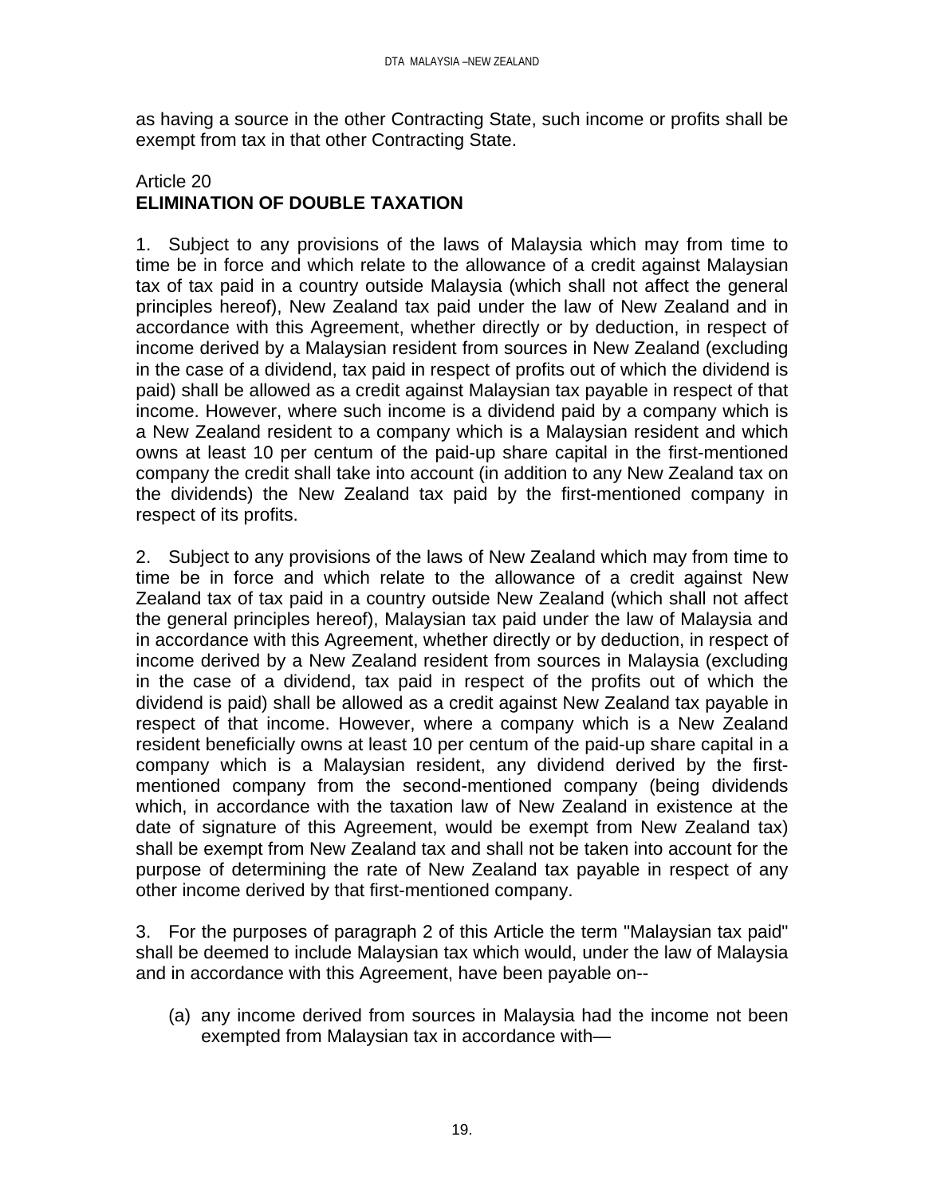as having a source in the other Contracting State, such income or profits shall be exempt from tax in that other Contracting State.

## Article 20
## ELIMINATION OF DOUBLE TAXATION

1. Subject to any provisions of the laws of Malaysia which may from time to time be in force and which relate to the allowance of a credit against Malaysian tax of tax paid in a country outside Malaysia (which shall not affect the general principles hereof), New Zealand tax paid under the law of New Zealand and in accordance with this Agreement, whether directly or by deduction, in respect of income derived by a Malaysian resident from sources in New Zealand (excluding in the case of a dividend, tax paid in respect of profits out of which the dividend is paid) shall be allowed as a credit against Malaysian tax payable in respect of that income. However, where such income is a dividend paid by a company which is a New Zealand resident to a company which is a Malaysian resident and which owns at least 10 per centum of the paid-up share capital in the first-mentioned company the credit shall take into account (in addition to any New Zealand tax on the dividends) the New Zealand tax paid by the first-mentioned company in respect of its profits.

2. Subject to any provisions of the laws of New Zealand which may from time to time be in force and which relate to the allowance of a credit against New Zealand tax of tax paid in a country outside New Zealand (which shall not affect the general principles hereof), Malaysian tax paid under the law of Malaysia and in accordance with this Agreement, whether directly or by deduction, in respect of income derived by a New Zealand resident from sources in Malaysia (excluding in the case of a dividend, tax paid in respect of the profits out of which the dividend is paid) shall be allowed as a credit against New Zealand tax payable in respect of that income. However, where a company which is a New Zealand resident beneficially owns at least 10 per centum of the paid-up share capital in a company which is a Malaysian resident, any dividend derived by the first-mentioned company from the second-mentioned company (being dividends which, in accordance with the taxation law of New Zealand in existence at the date of signature of this Agreement, would be exempt from New Zealand tax) shall be exempt from New Zealand tax and shall not be taken into account for the purpose of determining the rate of New Zealand tax payable in respect of any other income derived by that first-mentioned company.

3. For the purposes of paragraph 2 of this Article the term "Malaysian tax paid" shall be deemed to include Malaysian tax which would, under the law of Malaysia and in accordance with this Agreement, have been payable on--

(a) any income derived from sources in Malaysia had the income not been exempted from Malaysian tax in accordance with—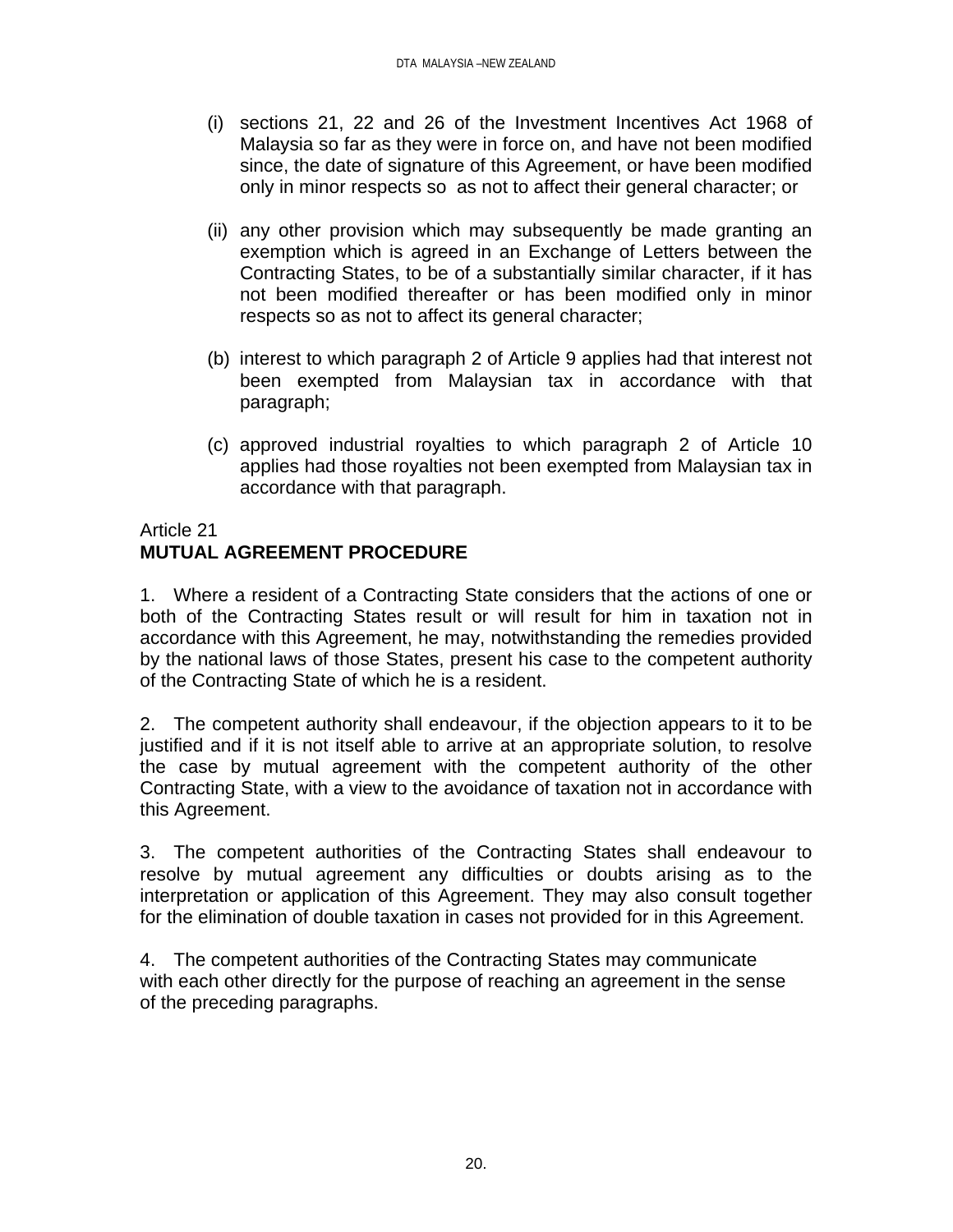(i) sections 21, 22 and 26 of the Investment Incentives Act 1968 of Malaysia so far as they were in force on, and have not been modified since, the date of signature of this Agreement, or have been modified only in minor respects so as not to affect their general character; or

(ii) any other provision which may subsequently be made granting an exemption which is agreed in an Exchange of Letters between the Contracting States, to be of a substantially similar character, if it has not been modified thereafter or has been modified only in minor respects so as not to affect its general character;

(b) interest to which paragraph 2 of Article 9 applies had that interest not been exempted from Malaysian tax in accordance with that paragraph;

(c) approved industrial royalties to which paragraph 2 of Article 10 applies had those royalties not been exempted from Malaysian tax in accordance with that paragraph.

Article 21
**MUTUAL AGREEMENT PROCEDURE**

1. Where a resident of a Contracting State considers that the actions of one or both of the Contracting States result or will result for him in taxation not in accordance with this Agreement, he may, notwithstanding the remedies provided by the national laws of those States, present his case to the competent authority of the Contracting State of which he is a resident.

2. The competent authority shall endeavour, if the objection appears to it to be justified and if it is not itself able to arrive at an appropriate solution, to resolve the case by mutual agreement with the competent authority of the other Contracting State, with a view to the avoidance of taxation not in accordance with this Agreement.

3. The competent authorities of the Contracting States shall endeavour to resolve by mutual agreement any difficulties or doubts arising as to the interpretation or application of this Agreement. They may also consult together for the elimination of double taxation in cases not provided for in this Agreement.

4. The competent authorities of the Contracting States may communicate with each other directly for the purpose of reaching an agreement in the sense of the preceding paragraphs.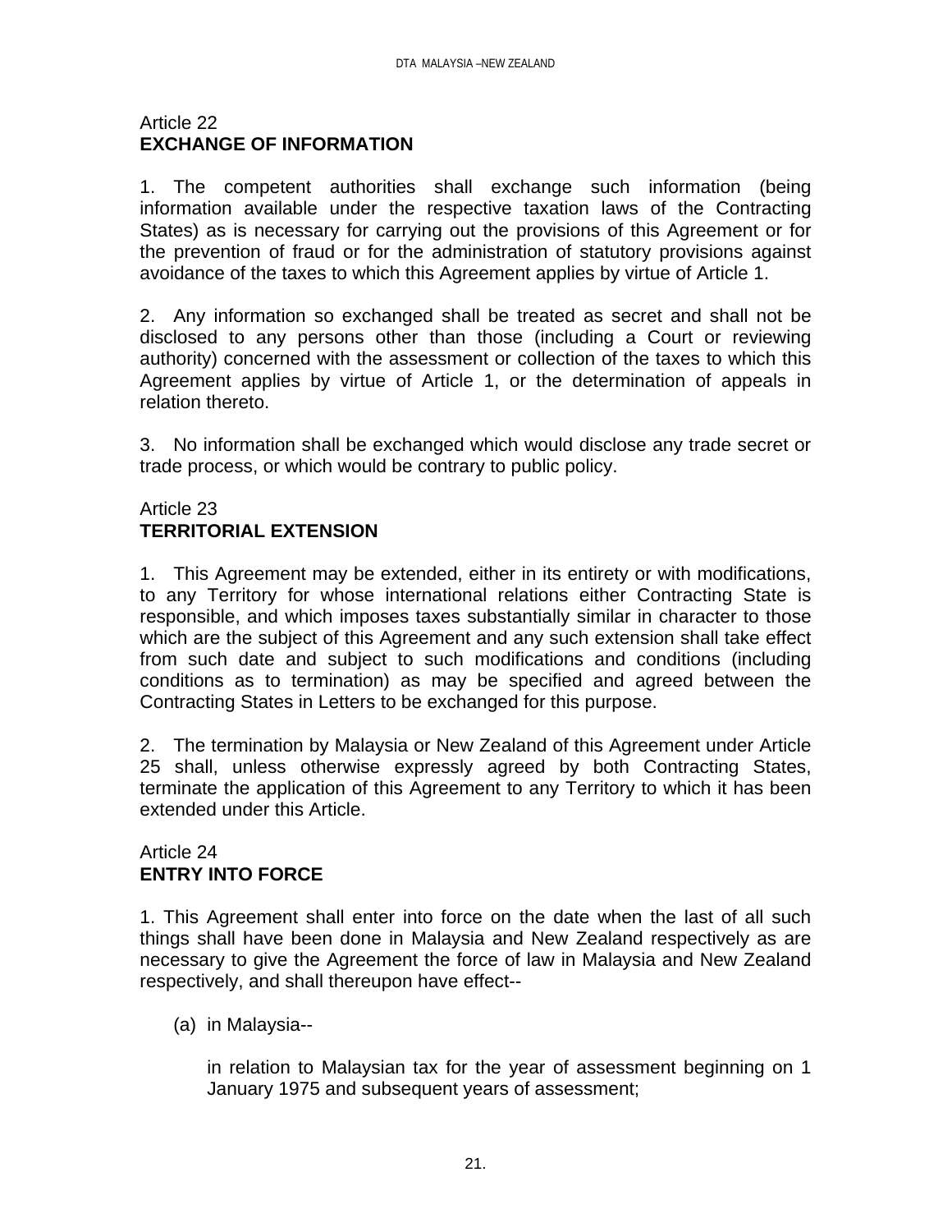## Article 22
**EXCHANGE OF INFORMATION**

1. The competent authorities shall exchange such information (being information available under the respective taxation laws of the Contracting States) as is necessary for carrying out the provisions of this Agreement or for the prevention of fraud or for the administration of statutory provisions against avoidance of the taxes to which this Agreement applies by virtue of Article 1.

2. Any information so exchanged shall be treated as secret and shall not be disclosed to any persons other than those (including a Court or reviewing authority) concerned with the assessment or collection of the taxes to which this Agreement applies by virtue of Article 1, or the determination of appeals in relation thereto.

3. No information shall be exchanged which would disclose any trade secret or trade process, or which would be contrary to public policy.

## Article 23
**TERRITORIAL EXTENSION**

1. This Agreement may be extended, either in its entirety or with modifications, to any Territory for whose international relations either Contracting State is responsible, and which imposes taxes substantially similar in character to those which are the subject of this Agreement and any such extension shall take effect from such date and subject to such modifications and conditions (including conditions as to termination) as may be specified and agreed between the Contracting States in Letters to be exchanged for this purpose.

2. The termination by Malaysia or New Zealand of this Agreement under Article 25 shall, unless otherwise expressly agreed by both Contracting States, terminate the application of this Agreement to any Territory to which it has been extended under this Article.

## Article 24
**ENTRY INTO FORCE**

1. This Agreement shall enter into force on the date when the last of all such things shall have been done in Malaysia and New Zealand respectively as are necessary to give the Agreement the force of law in Malaysia and New Zealand respectively, and shall thereupon have effect--

(a) in Malaysia--

in relation to Malaysian tax for the year of assessment beginning on 1 January 1975 and subsequent years of assessment;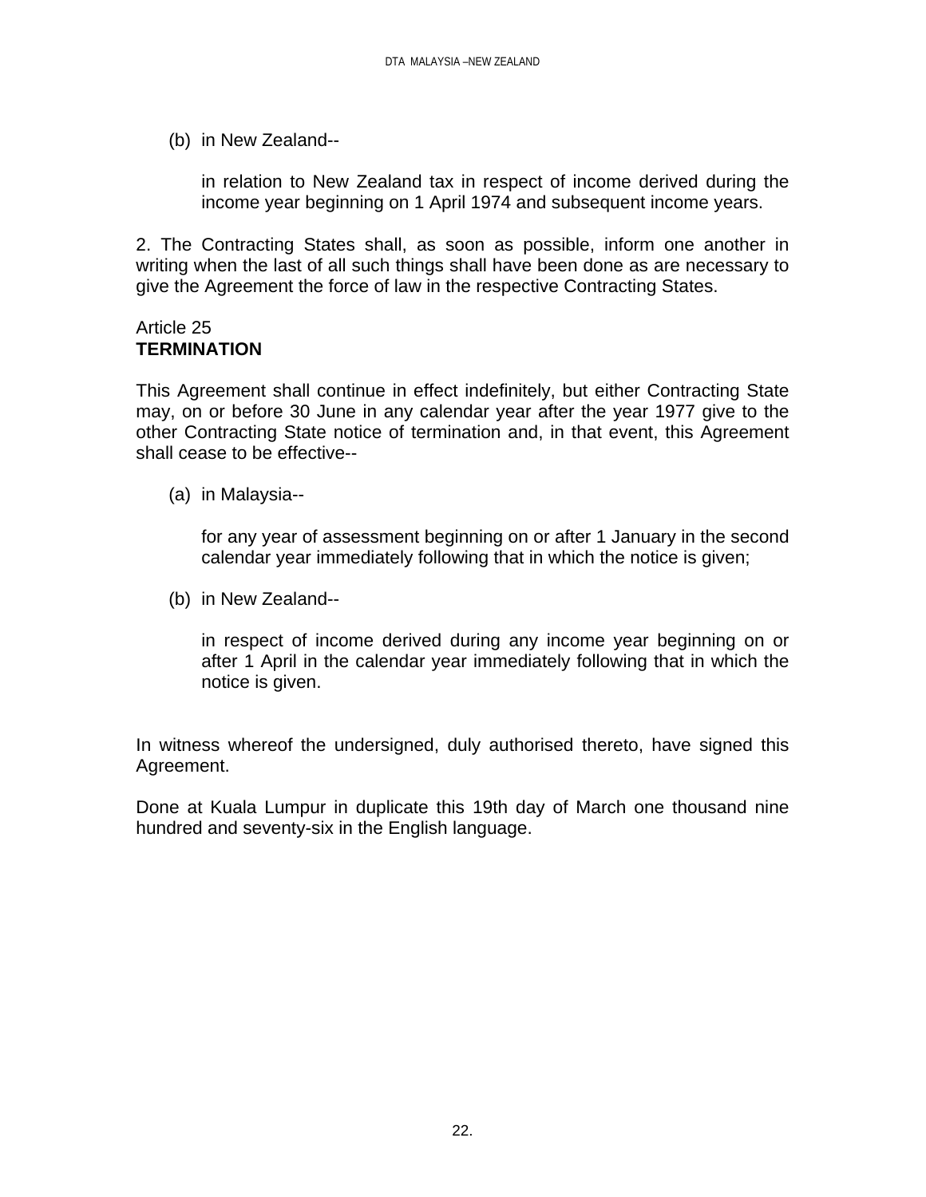(b) in New Zealand--

in relation to New Zealand tax in respect of income derived during the income year beginning on 1 April 1974 and subsequent income years.

2. The Contracting States shall, as soon as possible, inform one another in writing when the last of all such things shall have been done as are necessary to give the Agreement the force of law in the respective Contracting States.

Article 25
**TERMINATION**

This Agreement shall continue in effect indefinitely, but either Contracting State may, on or before 30 June in any calendar year after the year 1977 give to the other Contracting State notice of termination and, in that event, this Agreement shall cease to be effective--

(a) in Malaysia--

for any year of assessment beginning on or after 1 January in the second calendar year immediately following that in which the notice is given;

(b) in New Zealand--

in respect of income derived during any income year beginning on or after 1 April in the calendar year immediately following that in which the notice is given.

In witness whereof the undersigned, duly authorised thereto, have signed this Agreement.

Done at Kuala Lumpur in duplicate this 19th day of March one thousand nine hundred and seventy-six in the English language.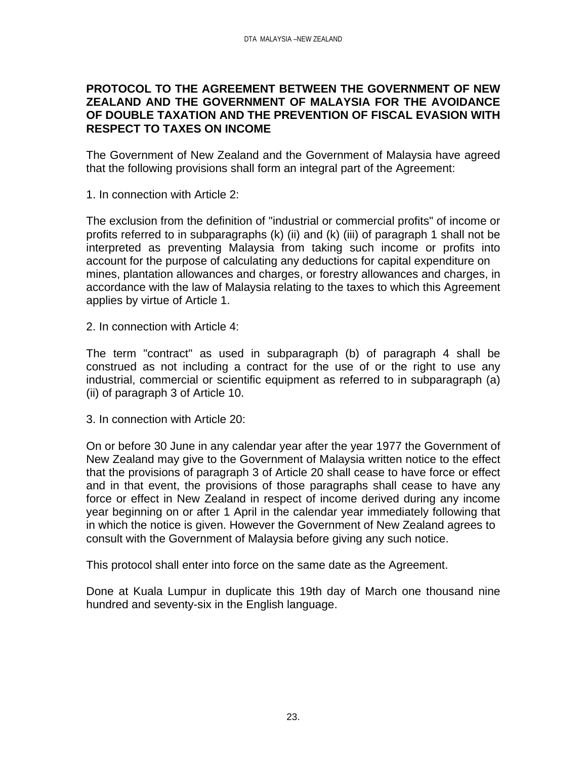**PROTOCOL TO THE AGREEMENT BETWEEN THE GOVERNMENT OF NEW ZEALAND AND THE GOVERNMENT OF MALAYSIA FOR THE AVOIDANCE OF DOUBLE TAXATION AND THE PREVENTION OF FISCAL EVASION WITH RESPECT TO TAXES ON INCOME**

The Government of New Zealand and the Government of Malaysia have agreed that the following provisions shall form an integral part of the Agreement:

1. In connection with Article 2:

The exclusion from the definition of "industrial or commercial profits" of income or profits referred to in subparagraphs (k) (ii) and (k) (iii) of paragraph 1 shall not be interpreted as preventing Malaysia from taking such income or profits into account for the purpose of calculating any deductions for capital expenditure on mines, plantation allowances and charges, or forestry allowances and charges, in accordance with the law of Malaysia relating to the taxes to which this Agreement applies by virtue of Article 1.

2. In connection with Article 4:

The term "contract" as used in subparagraph (b) of paragraph 4 shall be construed as not including a contract for the use of or the right to use any industrial, commercial or scientific equipment as referred to in subparagraph (a) (ii) of paragraph 3 of Article 10.

3. In connection with Article 20:

On or before 30 June in any calendar year after the year 1977 the Government of New Zealand may give to the Government of Malaysia written notice to the effect that the provisions of paragraph 3 of Article 20 shall cease to have force or effect and in that event, the provisions of those paragraphs shall cease to have any force or effect in New Zealand in respect of income derived during any income year beginning on or after 1 April in the calendar year immediately following that in which the notice is given. However the Government of New Zealand agrees to consult with the Government of Malaysia before giving any such notice.

This protocol shall enter into force on the same date as the Agreement.

Done at Kuala Lumpur in duplicate this 19th day of March one thousand nine hundred and seventy-six in the English language.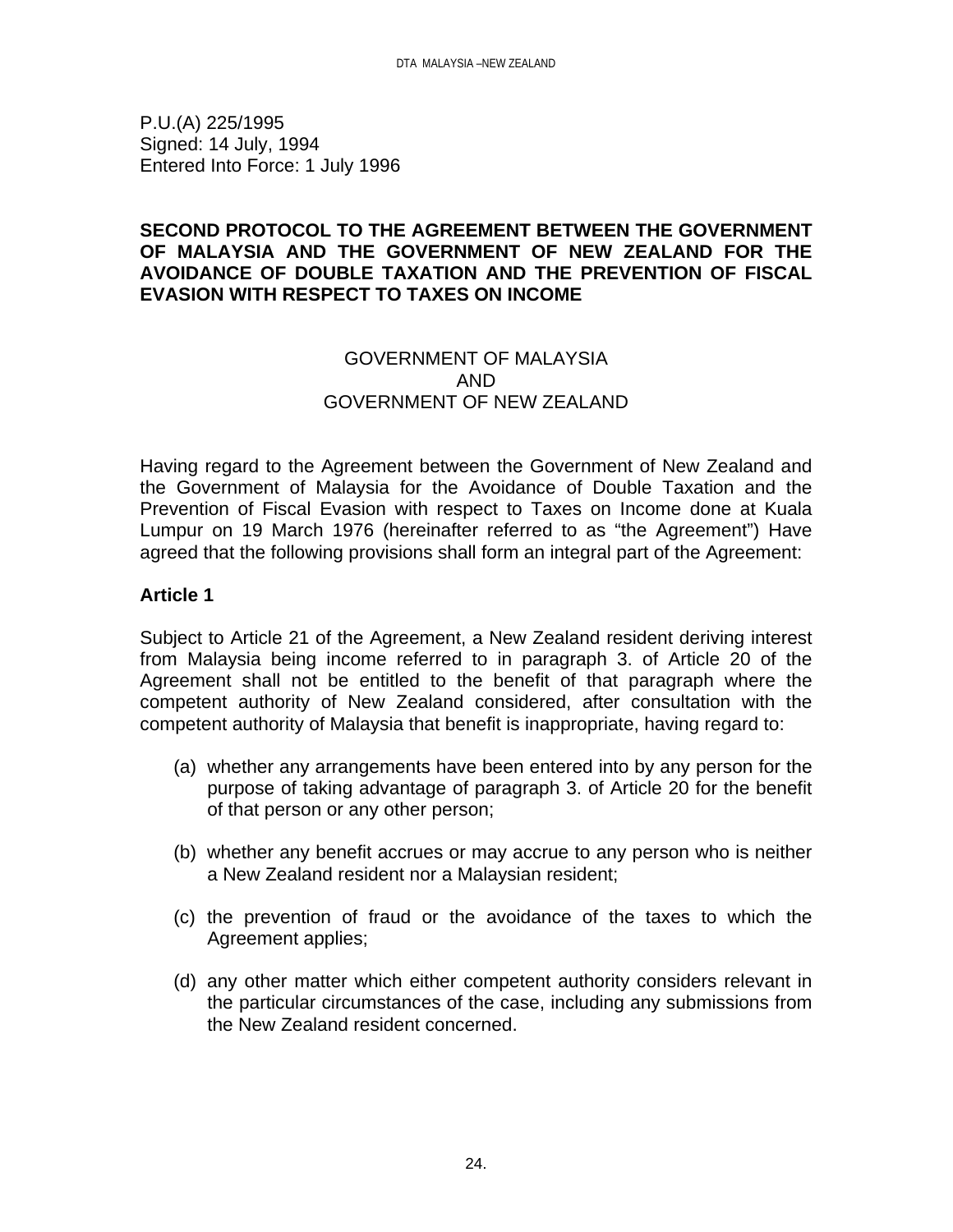P.U.(A) 225/1995
Signed: 14 July, 1994
Entered Into Force: 1 July 1996

**SECOND PROTOCOL TO THE AGREEMENT BETWEEN THE GOVERNMENT OF MALAYSIA AND THE GOVERNMENT OF NEW ZEALAND FOR THE AVOIDANCE OF DOUBLE TAXATION AND THE PREVENTION OF FISCAL EVASION WITH RESPECT TO TAXES ON INCOME**

GOVERNMENT OF MALAYSIA
AND
GOVERNMENT OF NEW ZEALAND

Having regard to the Agreement between the Government of New Zealand and the Government of Malaysia for the Avoidance of Double Taxation and the Prevention of Fiscal Evasion with respect to Taxes on Income done at Kuala Lumpur on 19 March 1976 (hereinafter referred to as "the Agreement") Have agreed that the following provisions shall form an integral part of the Agreement:

**Article 1**

Subject to Article 21 of the Agreement, a New Zealand resident deriving interest from Malaysia being income referred to in paragraph 3. of Article 20 of the Agreement shall not be entitled to the benefit of that paragraph where the competent authority of New Zealand considered, after consultation with the competent authority of Malaysia that benefit is inappropriate, having regard to:

(a) whether any arrangements have been entered into by any person for the purpose of taking advantage of paragraph 3. of Article 20 for the benefit of that person or any other person;

(b) whether any benefit accrues or may accrue to any person who is neither a New Zealand resident nor a Malaysian resident;

(c) the prevention of fraud or the avoidance of the taxes to which the Agreement applies;

(d) any other matter which either competent authority considers relevant in the particular circumstances of the case, including any submissions from the New Zealand resident concerned.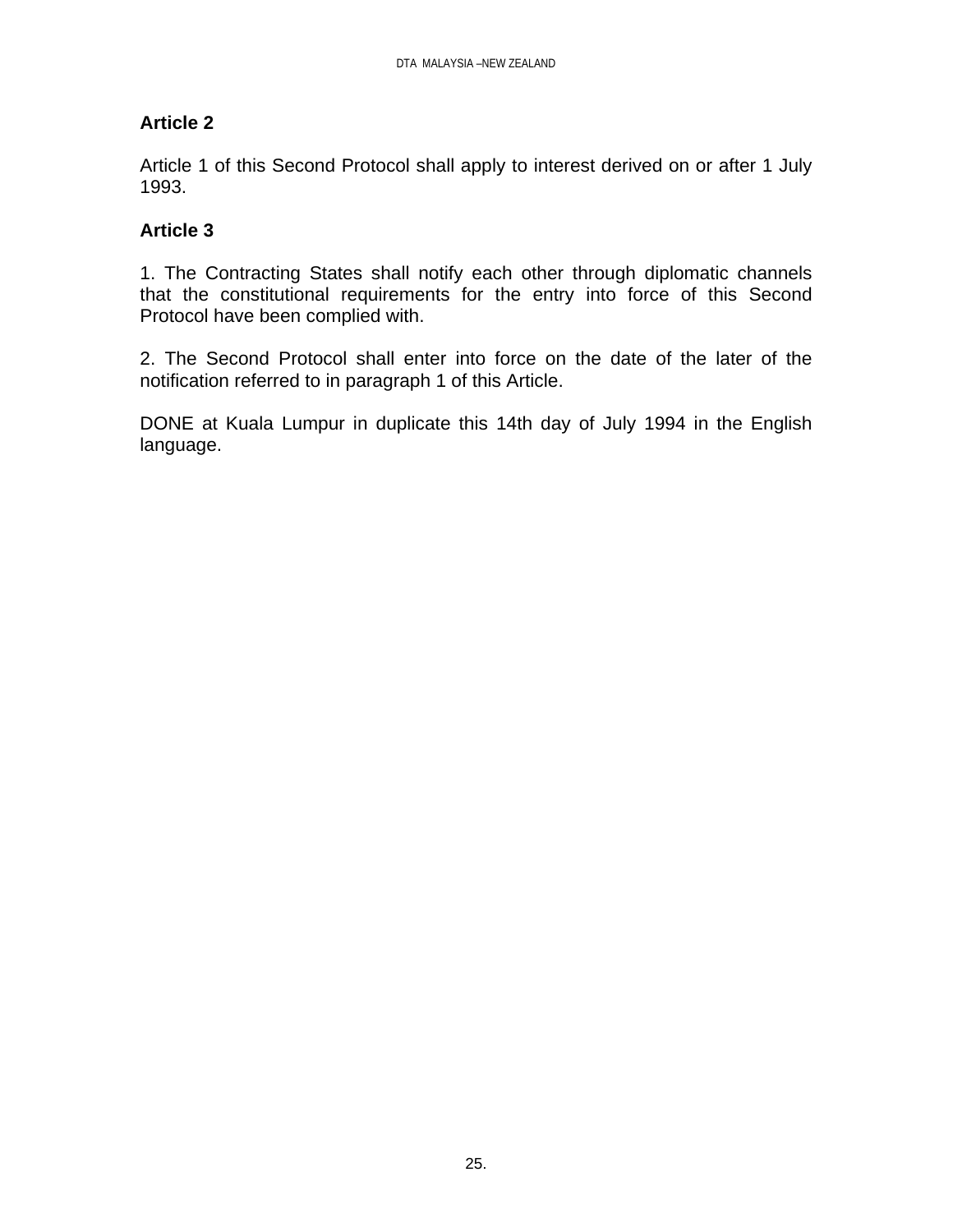**Article 2**

Article 1 of this Second Protocol shall apply to interest derived on or after 1 July 1993.

**Article 3**

1. The Contracting States shall notify each other through diplomatic channels that the constitutional requirements for the entry into force of this Second Protocol have been complied with.

2. The Second Protocol shall enter into force on the date of the later of the notification referred to in paragraph 1 of this Article.

DONE at Kuala Lumpur in duplicate this 14th day of July 1994 in the English language.